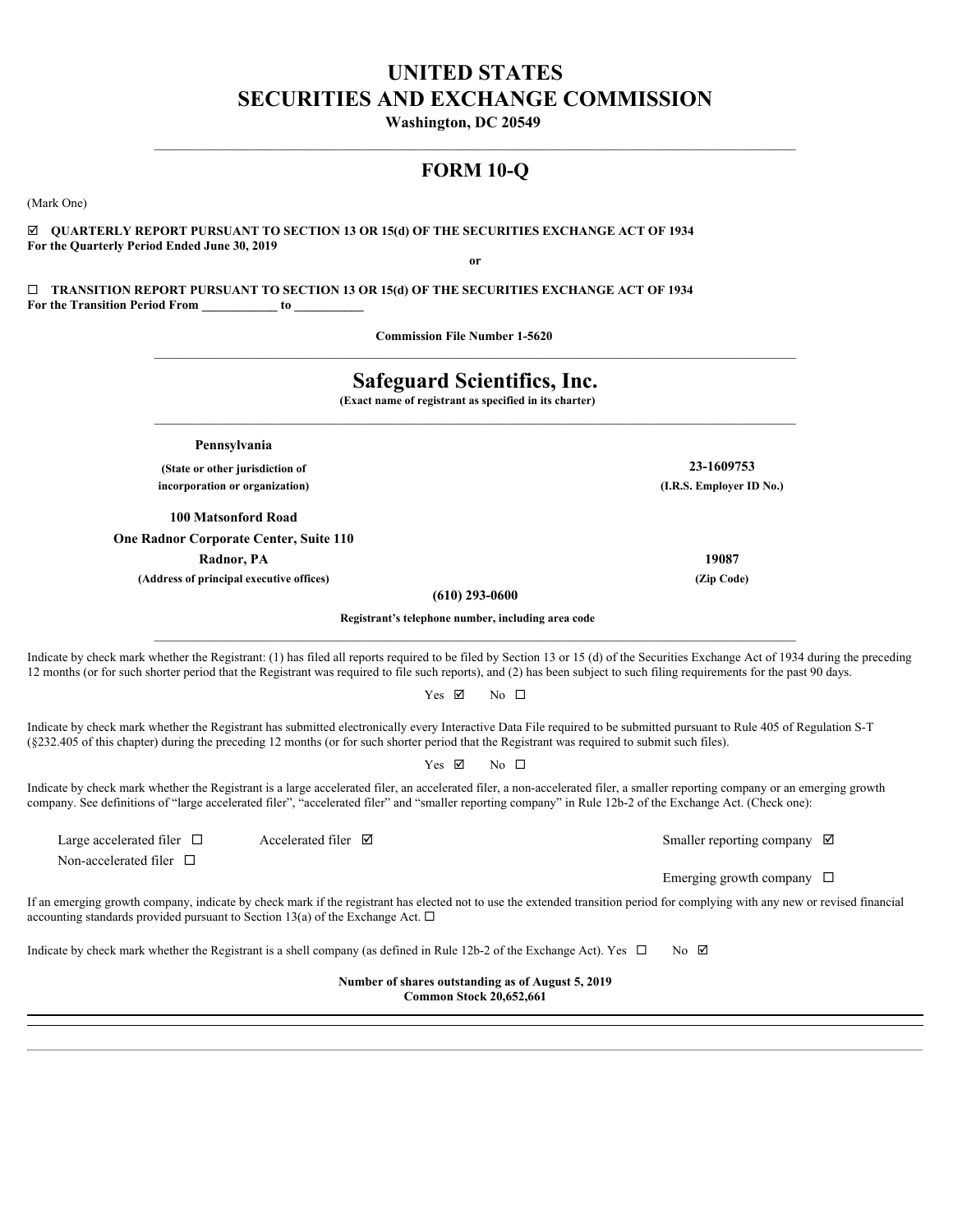# UNITED STATES
# SECURITIES AND EXCHANGE COMMISSION

**Washington, DC 20549**

## FORM 10-Q

(Mark One)

☑ **QUARTERLY REPORT PURSUANT TO SECTION 13 OR 15(d) OF THE SECURITIES EXCHANGE ACT OF 1934**
**For the Quarterly Period Ended June 30, 2019**

**or**

☐ **TRANSITION REPORT PURSUANT TO SECTION 13 OR 15(d) OF THE SECURITIES EXCHANGE ACT OF 1934**
**For the Transition Period From \_\_\_\_\_\_\_\_\_\_\_\_ to \_\_\_\_\_\_\_\_\_\_\_**

**Commission File Number 1-5620**

## Safeguard Scientifics, Inc.

**(Exact name of registrant as specified in its charter)**

| | |
|---|---|
| **Pennsylvania** | **23-1609753** |
| **(State or other jurisdiction of incorporation or organization)** | **(I.R.S. Employer ID No.)** |
| **100 Matsonford Road** | |
| **One Radnor Corporate Center, Suite 110** | |
| **Radnor, PA** | **19087** |
| **(Address of principal executive offices)** | **(Zip Code)** |

**(610) 293-0600**

**Registrant's telephone number, including area code**

Indicate by check mark whether the Registrant: (1) has filed all reports required to be filed by Section 13 or 15 (d) of the Securities Exchange Act of 1934 during the preceding 12 months (or for such shorter period that the Registrant was required to file such reports), and (2) has been subject to such filing requirements for the past 90 days.

Yes ☑ No ☐

Indicate by check mark whether the Registrant has submitted electronically every Interactive Data File required to be submitted pursuant to Rule 405 of Regulation S-T (§232.405 of this chapter) during the preceding 12 months (or for such shorter period that the Registrant was required to submit such files).

Yes ☑ No ☐

Indicate by check mark whether the Registrant is a large accelerated filer, an accelerated filer, a non-accelerated filer, a smaller reporting company or an emerging growth company. See definitions of "large accelerated filer", "accelerated filer" and "smaller reporting company" in Rule 12b-2 of the Exchange Act. (Check one):

| | | |
|---|---|---|
| Large accelerated filer ☐ | Accelerated filer ☑ | Smaller reporting company ☑ |
| Non-accelerated filer ☐ | | |
| | | Emerging growth company ☐ |

If an emerging growth company, indicate by check mark if the registrant has elected not to use the extended transition period for complying with any new or revised financial accounting standards provided pursuant to Section 13(a) of the Exchange Act. ☐

Indicate by check mark whether the Registrant is a shell company (as defined in Rule 12b-2 of the Exchange Act). Yes ☐ No ☑

**Number of shares outstanding as of August 5, 2019**
**Common Stock 20,652,661**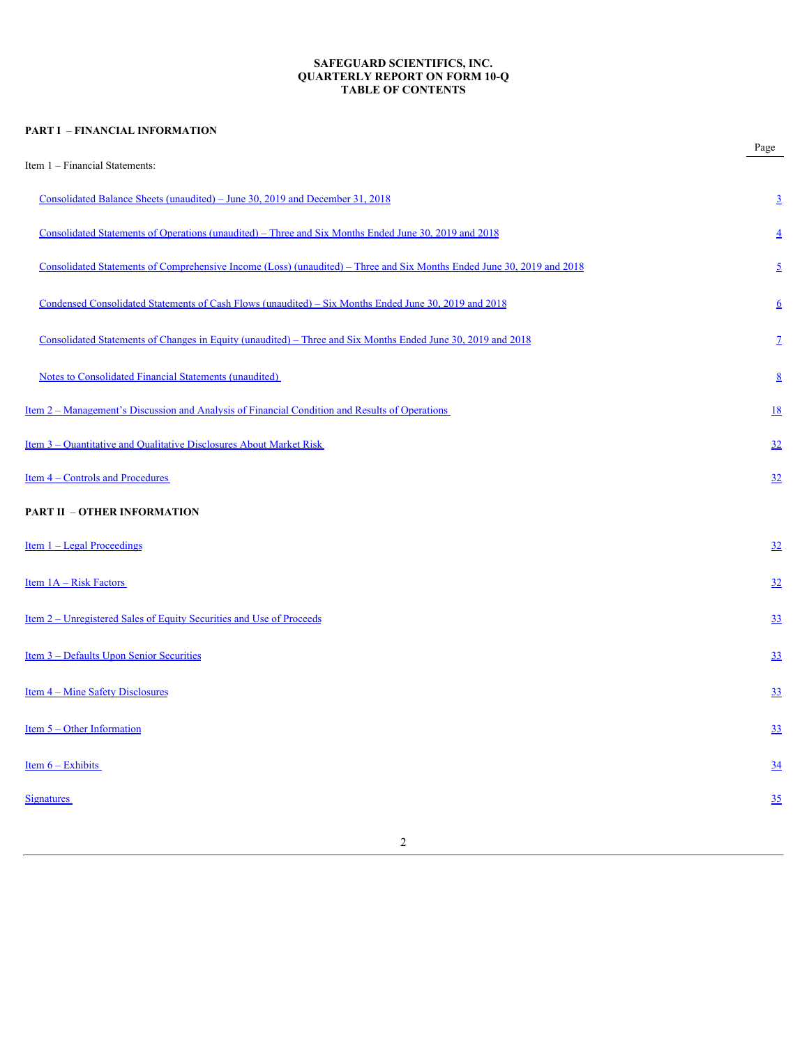# SAFEGUARD SCIENTIFICS, INC.
# QUARTERLY REPORT ON FORM 10-Q
# TABLE OF CONTENTS

## PART I – FINANCIAL INFORMATION

| | Page |
|---|---|
| Item 1 – Financial Statements: | |
| Consolidated Balance Sheets (unaudited) – June 30, 2019 and December 31, 2018 | 3 |
| Consolidated Statements of Operations (unaudited) – Three and Six Months Ended June 30, 2019 and 2018 | 4 |
| Consolidated Statements of Comprehensive Income (Loss) (unaudited) – Three and Six Months Ended June 30, 2019 and 2018 | 5 |
| Condensed Consolidated Statements of Cash Flows (unaudited) – Six Months Ended June 30, 2019 and 2018 | 6 |
| Consolidated Statements of Changes in Equity (unaudited) – Three and Six Months Ended June 30, 2019 and 2018 | 7 |
| Notes to Consolidated Financial Statements (unaudited) | 8 |
| Item 2 – Management's Discussion and Analysis of Financial Condition and Results of Operations | 18 |
| Item 3 – Quantitative and Qualitative Disclosures About Market Risk | 32 |
| Item 4 – Controls and Procedures | 32 |
| **PART II – OTHER INFORMATION** | |
| Item 1 – Legal Proceedings | 32 |
| Item 1A – Risk Factors | 32 |
| Item 2 – Unregistered Sales of Equity Securities and Use of Proceeds | 33 |
| Item 3 – Defaults Upon Senior Securities | 33 |
| Item 4 – Mine Safety Disclosures | 33 |
| Item 5 – Other Information | 33 |
| Item 6 – Exhibits | 34 |
| Signatures | 35 |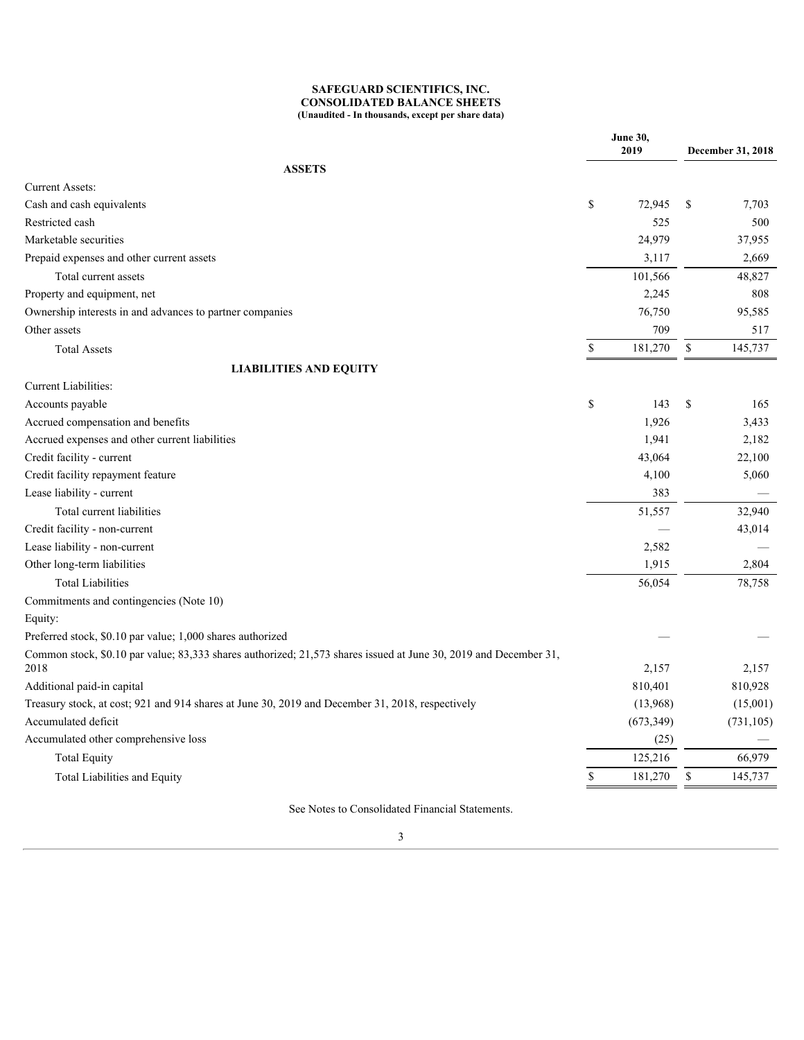**SAFEGUARD SCIENTIFICS, INC.**
**CONSOLIDATED BALANCE SHEETS**
**(Unaudited - In thousands, except per share data)**

| | June 30, 2019 | December 31, 2018 |
|---|---|---|
| **ASSETS** | | |
| Current Assets: | | |
| Cash and cash equivalents | $ 72,945 | $ 7,703 |
| Restricted cash | 525 | 500 |
| Marketable securities | 24,979 | 37,955 |
| Prepaid expenses and other current assets | 3,117 | 2,669 |
| Total current assets | 101,566 | 48,827 |
| Property and equipment, net | 2,245 | 808 |
| Ownership interests in and advances to partner companies | 76,750 | 95,585 |
| Other assets | 709 | 517 |
| Total Assets | $ 181,270 | $ 145,737 |
| **LIABILITIES AND EQUITY** | | |
| Current Liabilities: | | |
| Accounts payable | $ 143 | $ 165 |
| Accrued compensation and benefits | 1,926 | 3,433 |
| Accrued expenses and other current liabilities | 1,941 | 2,182 |
| Credit facility - current | 43,064 | 22,100 |
| Credit facility repayment feature | 4,100 | 5,060 |
| Lease liability - current | 383 | — |
| Total current liabilities | 51,557 | 32,940 |
| Credit facility - non-current | — | 43,014 |
| Lease liability - non-current | 2,582 | — |
| Other long-term liabilities | 1,915 | 2,804 |
| Total Liabilities | 56,054 | 78,758 |
| Commitments and contingencies (Note 10) | | |
| Equity: | | |
| Preferred stock, $0.10 par value; 1,000 shares authorized | — | — |
| Common stock, $0.10 par value; 83,333 shares authorized; 21,573 shares issued at June 30, 2019 and December 31, 2018 | 2,157 | 2,157 |
| Additional paid-in capital | 810,401 | 810,928 |
| Treasury stock, at cost; 921 and 914 shares at June 30, 2019 and December 31, 2018, respectively | (13,968) | (15,001) |
| Accumulated deficit | (673,349) | (731,105) |
| Accumulated other comprehensive loss | (25) | — |
| Total Equity | 125,216 | 66,979 |
| Total Liabilities and Equity | $ 181,270 | $ 145,737 |

See Notes to Consolidated Financial Statements.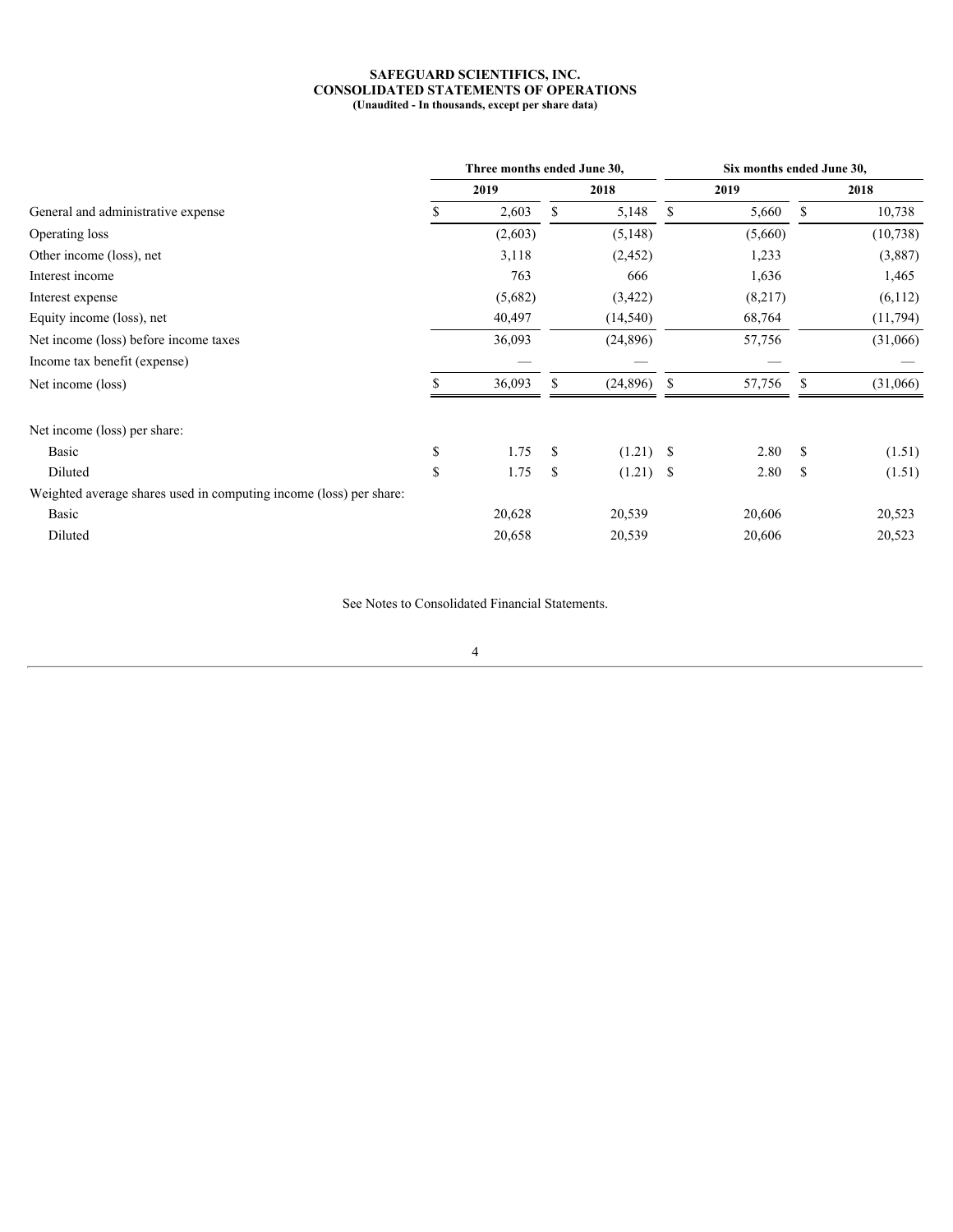**SAFEGUARD SCIENTIFICS, INC.**
**CONSOLIDATED STATEMENTS OF OPERATIONS**
**(Unaudited - In thousands, except per share data)**

| | Three months ended June 30, | | Six months ended June 30, | |
|---|---|---|---|---|
| | 2019 | 2018 | 2019 | 2018 |
| General and administrative expense | $ 2,603 | $ 5,148 | $ 5,660 | $ 10,738 |
| Operating loss | (2,603) | (5,148) | (5,660) | (10,738) |
| Other income (loss), net | 3,118 | (2,452) | 1,233 | (3,887) |
| Interest income | 763 | 666 | 1,636 | 1,465 |
| Interest expense | (5,682) | (3,422) | (8,217) | (6,112) |
| Equity income (loss), net | 40,497 | (14,540) | 68,764 | (11,794) |
| Net income (loss) before income taxes | 36,093 | (24,896) | 57,756 | (31,066) |
| Income tax benefit (expense) | — | — | — | — |
| Net income (loss) | $ 36,093 | $ (24,896) | $ 57,756 | $ (31,066) |
| Net income (loss) per share: | | | | |
| Basic | $ 1.75 | $ (1.21) | $ 2.80 | $ (1.51) |
| Diluted | $ 1.75 | $ (1.21) | $ 2.80 | $ (1.51) |
| Weighted average shares used in computing income (loss) per share: | | | | |
| Basic | 20,628 | 20,539 | 20,606 | 20,523 |
| Diluted | 20,658 | 20,539 | 20,606 | 20,523 |

See Notes to Consolidated Financial Statements.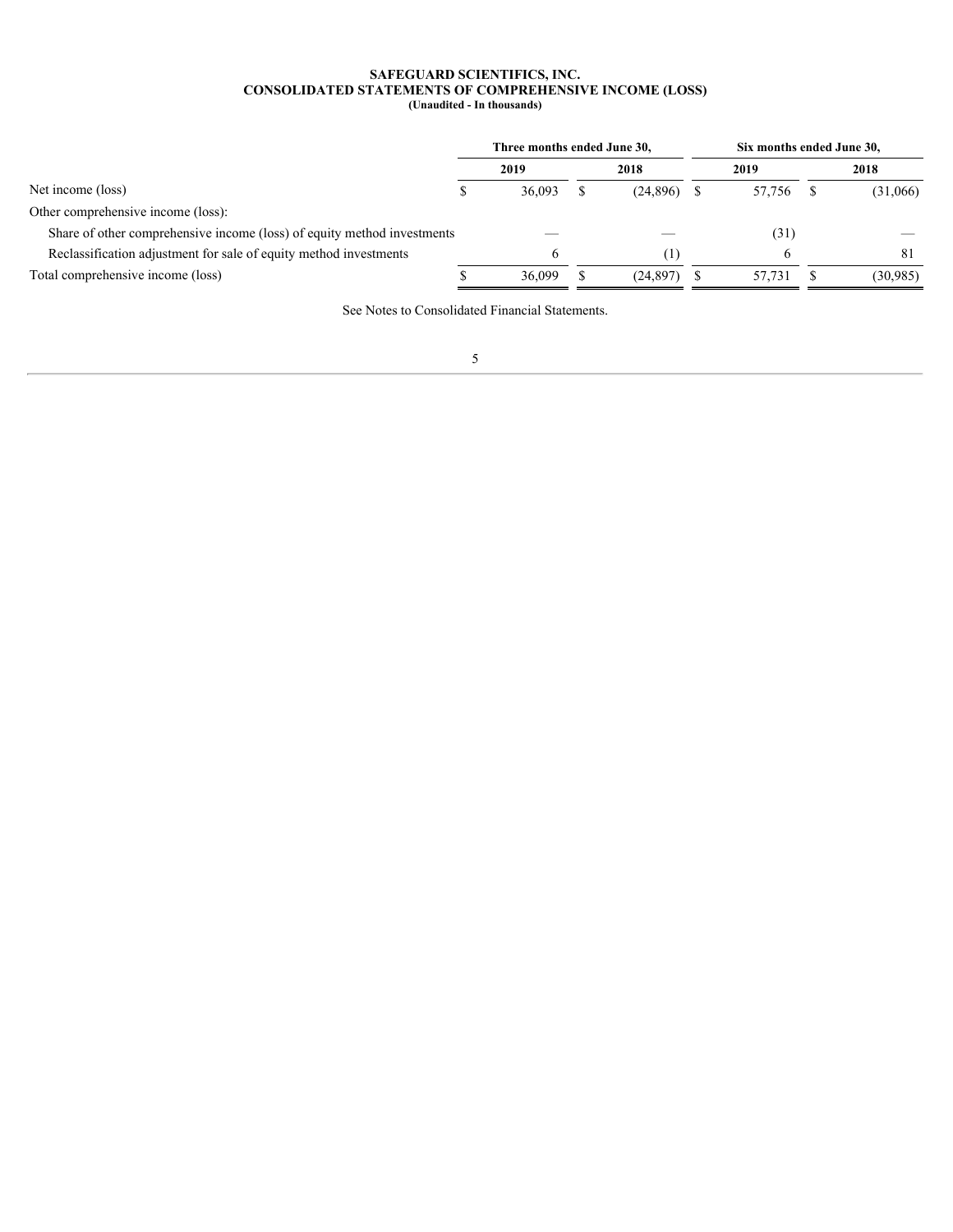**SAFEGUARD SCIENTIFICS, INC.**
**CONSOLIDATED STATEMENTS OF COMPREHENSIVE INCOME (LOSS)**
**(Unaudited - In thousands)**

| | Three months ended June 30, | | Six months ended June 30, | |
|---|---|---|---|---|
| | **2019** | **2018** | **2019** | **2018** |
| Net income (loss) | $ 36,093 | $ (24,896) | $ 57,756 | $ (31,066) |
| Other comprehensive income (loss): | | | | |
| Share of other comprehensive income (loss) of equity method investments | — | — | (31) | — |
| Reclassification adjustment for sale of equity method investments | 6 | (1) | 6 | 81 |
| Total comprehensive income (loss) | $ 36,099 | $ (24,897) | $ 57,731 | $ (30,985) |

See Notes to Consolidated Financial Statements.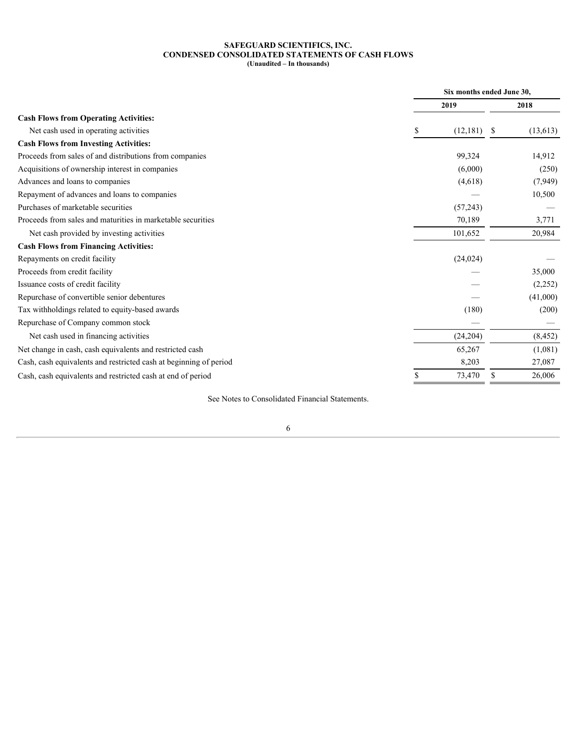**SAFEGUARD SCIENTIFICS, INC.**
**CONDENSED CONSOLIDATED STATEMENTS OF CASH FLOWS**
**(Unaudited – In thousands)**

| | Six months ended June 30, | |
|---|---|---|
| | **2019** | **2018** |
| **Cash Flows from Operating Activities:** | | |
| Net cash used in operating activities | $ (12,181) | $ (13,613) |
| **Cash Flows from Investing Activities:** | | |
| Proceeds from sales of and distributions from companies | 99,324 | 14,912 |
| Acquisitions of ownership interest in companies | (6,000) | (250) |
| Advances and loans to companies | (4,618) | (7,949) |
| Repayment of advances and loans to companies | — | 10,500 |
| Purchases of marketable securities | (57,243) | — |
| Proceeds from sales and maturities in marketable securities | 70,189 | 3,771 |
| Net cash provided by investing activities | 101,652 | 20,984 |
| **Cash Flows from Financing Activities:** | | |
| Repayments on credit facility | (24,024) | — |
| Proceeds from credit facility | — | 35,000 |
| Issuance costs of credit facility | — | (2,252) |
| Repurchase of convertible senior debentures | — | (41,000) |
| Tax withholdings related to equity-based awards | (180) | (200) |
| Repurchase of Company common stock | — | — |
| Net cash used in financing activities | (24,204) | (8,452) |
| Net change in cash, cash equivalents and restricted cash | 65,267 | (1,081) |
| Cash, cash equivalents and restricted cash at beginning of period | 8,203 | 27,087 |
| Cash, cash equivalents and restricted cash at end of period | $ 73,470 | $ 26,006 |

See Notes to Consolidated Financial Statements.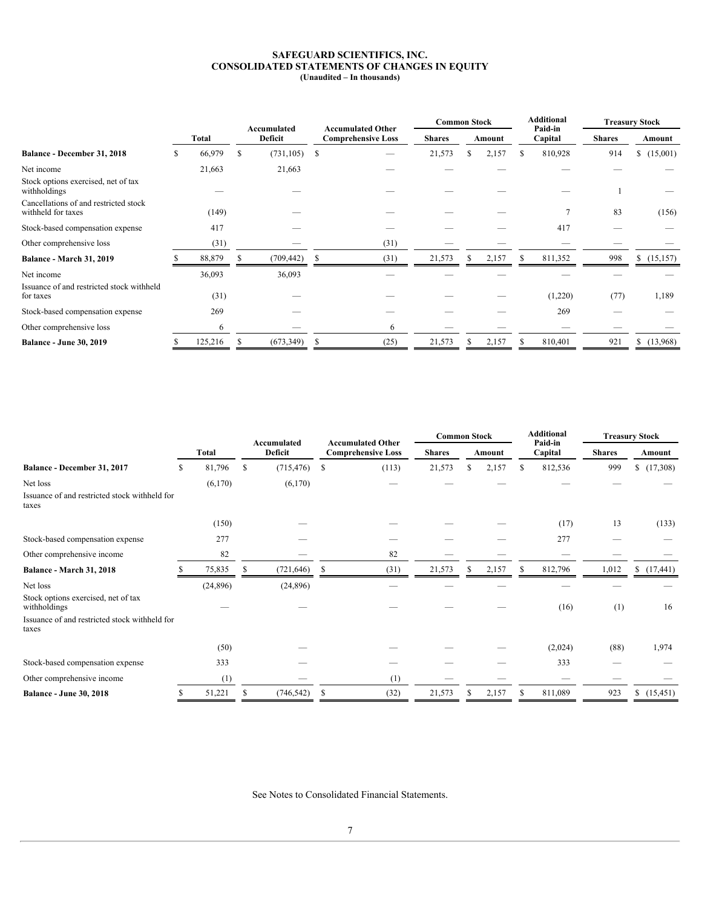# SAFEGUARD SCIENTIFICS, INC.
## CONSOLIDATED STATEMENTS OF CHANGES IN EQUITY
**(Unaudited – In thousands)**

| | Total | Accumulated Deficit | Accumulated Other Comprehensive Loss | Common Stock | | Additional Paid-in Capital | Treasury Stock | |
|---|---|---|---|---|---|---|---|---|
| | | | | Shares | Amount | | Shares | Amount |
| **Balance - December 31, 2018** | $ 66,979 | $ (731,105) | $ — | 21,573 | $ 2,157 | $ 810,928 | 914 | $ (15,001) |
| Net income | 21,663 | 21,663 | — | — | — | — | — | — |
| Stock options exercised, net of tax withholdings | — | — | — | — | — | — | 1 | — |
| Cancellations of and restricted stock withheld for taxes | (149) | — | — | — | — | 7 | 83 | (156) |
| Stock-based compensation expense | 417 | — | — | — | — | 417 | — | — |
| Other comprehensive loss | (31) | — | (31) | — | — | — | — | — |
| **Balance - March 31, 2019** | $ 88,879 | $ (709,442) | $ (31) | 21,573 | $ 2,157 | $ 811,352 | 998 | $ (15,157) |
| Net income | 36,093 | 36,093 | — | — | — | — | — | — |
| Issuance of and restricted stock withheld for taxes | (31) | — | — | — | — | (1,220) | (77) | 1,189 |
| Stock-based compensation expense | 269 | — | — | — | — | 269 | — | — |
| Other comprehensive loss | 6 | — | 6 | — | — | — | — | — |
| **Balance - June 30, 2019** | $ 125,216 | $ (673,349) | $ (25) | 21,573 | $ 2,157 | $ 810,401 | 921 | $ (13,968) |

| | Total | Accumulated Deficit | Accumulated Other Comprehensive Loss | Common Stock | | Additional Paid-in Capital | Treasury Stock | |
|---|---|---|---|---|---|---|---|---|
| | | | | Shares | Amount | | Shares | Amount |
| **Balance - December 31, 2017** | $ 81,796 | $ (715,476) | $ (113) | 21,573 | $ 2,157 | $ 812,536 | 999 | $ (17,308) |
| Net loss | (6,170) | (6,170) | — | — | — | — | — | — |
| Issuance of and restricted stock withheld for taxes | (150) | — | — | — | — | (17) | 13 | (133) |
| Stock-based compensation expense | 277 | — | — | — | — | 277 | — | — |
| Other comprehensive income | 82 | — | 82 | — | — | — | — | — |
| **Balance - March 31, 2018** | $ 75,835 | $ (721,646) | $ (31) | 21,573 | $ 2,157 | $ 812,796 | 1,012 | $ (17,441) |
| Net loss | (24,896) | (24,896) | — | — | — | — | — | — |
| Stock options exercised, net of tax withholdings | — | — | — | — | — | (16) | (1) | 16 |
| Issuance of and restricted stock withheld for taxes | (50) | — | — | — | — | (2,024) | (88) | 1,974 |
| Stock-based compensation expense | 333 | — | — | — | — | 333 | — | — |
| Other comprehensive income | (1) | — | (1) | — | — | — | — | — |
| **Balance - June 30, 2018** | $ 51,221 | $ (746,542) | $ (32) | 21,573 | $ 2,157 | $ 811,089 | 923 | $ (15,451) |

See Notes to Consolidated Financial Statements.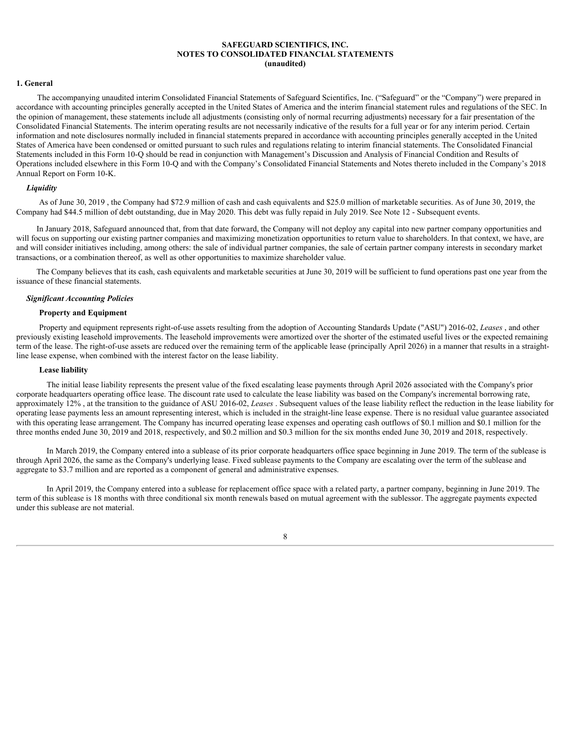**SAFEGUARD SCIENTIFICS, INC.**
**NOTES TO CONSOLIDATED FINANCIAL STATEMENTS**
**(unaudited)**

## 1. General

The accompanying unaudited interim Consolidated Financial Statements of Safeguard Scientifics, Inc. ("Safeguard" or the "Company") were prepared in accordance with accounting principles generally accepted in the United States of America and the interim financial statement rules and regulations of the SEC. In the opinion of management, these statements include all adjustments (consisting only of normal recurring adjustments) necessary for a fair presentation of the Consolidated Financial Statements. The interim operating results are not necessarily indicative of the results for a full year or for any interim period. Certain information and note disclosures normally included in financial statements prepared in accordance with accounting principles generally accepted in the United States of America have been condensed or omitted pursuant to such rules and regulations relating to interim financial statements. The Consolidated Financial Statements included in this Form 10-Q should be read in conjunction with Management's Discussion and Analysis of Financial Condition and Results of Operations included elsewhere in this Form 10-Q and with the Company's Consolidated Financial Statements and Notes thereto included in the Company's 2018 Annual Report on Form 10-K.

### *Liquidity*

As of June 30, 2019 , the Company had $72.9 million of cash and cash equivalents and $25.0 million of marketable securities. As of June 30, 2019, the Company had $44.5 million of debt outstanding, due in May 2020. This debt was fully repaid in July 2019. See Note 12 - Subsequent events.

In January 2018, Safeguard announced that, from that date forward, the Company will not deploy any capital into new partner company opportunities and will focus on supporting our existing partner companies and maximizing monetization opportunities to return value to shareholders. In that context, we have, are and will consider initiatives including, among others: the sale of individual partner companies, the sale of certain partner company interests in secondary market transactions, or a combination thereof, as well as other opportunities to maximize shareholder value.

The Company believes that its cash, cash equivalents and marketable securities at June 30, 2019 will be sufficient to fund operations past one year from the issuance of these financial statements.

### *Significant Accounting Policies*

#### Property and Equipment

Property and equipment represents right-of-use assets resulting from the adoption of Accounting Standards Update ("ASU") 2016-02, *Leases* , and other previously existing leasehold improvements. The leasehold improvements were amortized over the shorter of the estimated useful lives or the expected remaining term of the lease. The right-of-use assets are reduced over the remaining term of the applicable lease (principally April 2026) in a manner that results in a straight-line lease expense, when combined with the interest factor on the lease liability.

#### Lease liability

The initial lease liability represents the present value of the fixed escalating lease payments through April 2026 associated with the Company's prior corporate headquarters operating office lease. The discount rate used to calculate the lease liability was based on the Company's incremental borrowing rate, approximately 12% , at the transition to the guidance of ASU 2016-02, *Leases* . Subsequent values of the lease liability reflect the reduction in the lease liability for operating lease payments less an amount representing interest, which is included in the straight-line lease expense. There is no residual value guarantee associated with this operating lease arrangement. The Company has incurred operating lease expenses and operating cash outflows of $0.1 million and $0.1 million for the three months ended June 30, 2019 and 2018, respectively, and $0.2 million and $0.3 million for the six months ended June 30, 2019 and 2018, respectively.

In March 2019, the Company entered into a sublease of its prior corporate headquarters office space beginning in June 2019. The term of the sublease is through April 2026, the same as the Company's underlying lease. Fixed sublease payments to the Company are escalating over the term of the sublease and aggregate to $3.7 million and are reported as a component of general and administrative expenses.

In April 2019, the Company entered into a sublease for replacement office space with a related party, a partner company, beginning in June 2019. The term of this sublease is 18 months with three conditional six month renewals based on mutual agreement with the sublessor. The aggregate payments expected under this sublease are not material.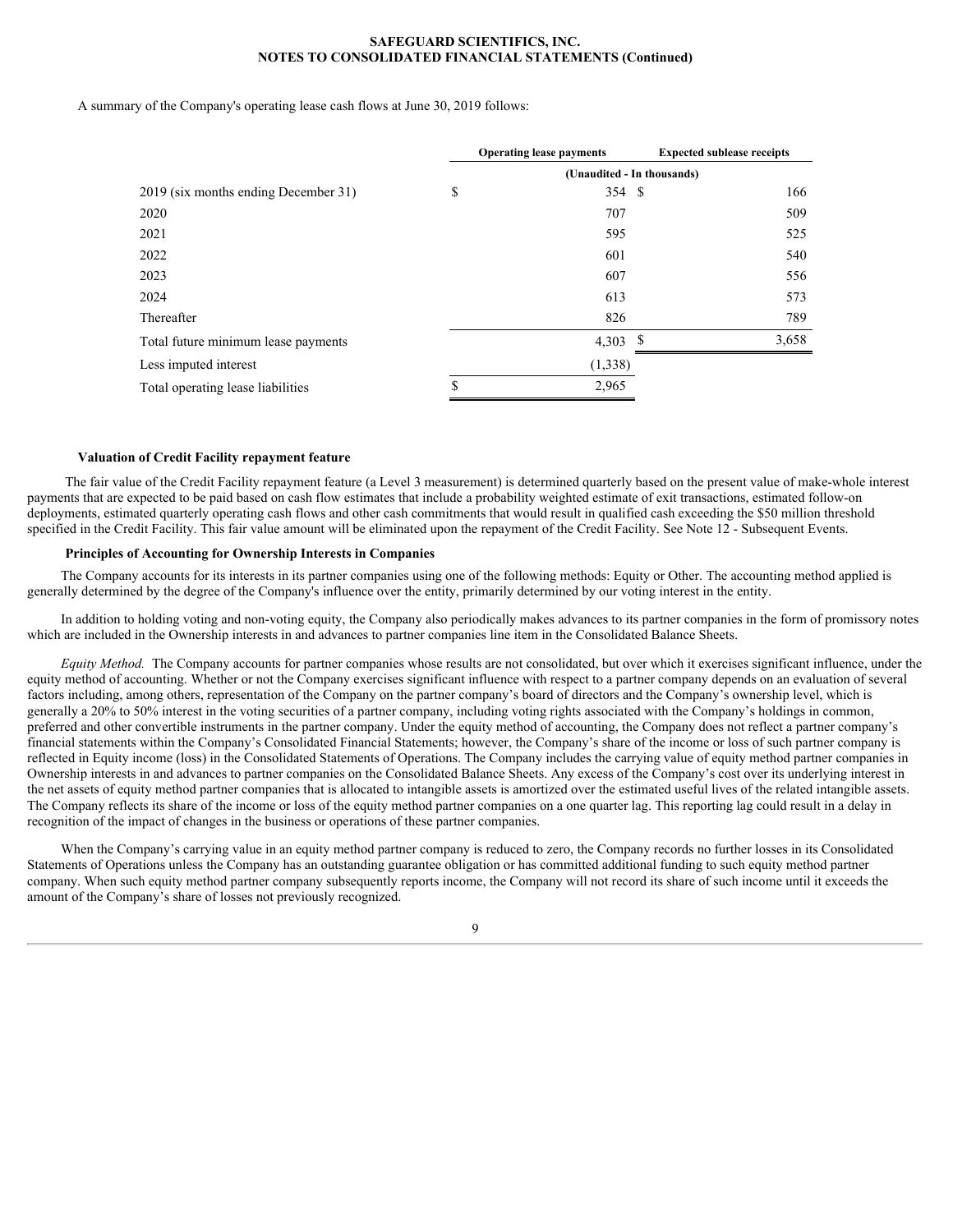A summary of the Company's operating lease cash flows at June 30, 2019 follows:

| | Operating lease payments | Expected sublease receipts |
|---|---|---|
| | (Unaudited - In thousands) | |
| 2019 (six months ending December 31) | $ 354 | $ 166 |
| 2020 | 707 | 509 |
| 2021 | 595 | 525 |
| 2022 | 601 | 540 |
| 2023 | 607 | 556 |
| 2024 | 613 | 573 |
| Thereafter | 826 | 789 |
| Total future minimum lease payments | 4,303 | $ 3,658 |
| Less imputed interest | (1,338) | |
| Total operating lease liabilities | $ 2,965 | |

**Valuation of Credit Facility repayment feature**

The fair value of the Credit Facility repayment feature (a Level 3 measurement) is determined quarterly based on the present value of make-whole interest payments that are expected to be paid based on cash flow estimates that include a probability weighted estimate of exit transactions, estimated follow-on deployments, estimated quarterly operating cash flows and other cash commitments that would result in qualified cash exceeding the $50 million threshold specified in the Credit Facility. This fair value amount will be eliminated upon the repayment of the Credit Facility. See Note 12 - Subsequent Events.

**Principles of Accounting for Ownership Interests in Companies**

The Company accounts for its interests in its partner companies using one of the following methods: Equity or Other. The accounting method applied is generally determined by the degree of the Company's influence over the entity, primarily determined by our voting interest in the entity.

In addition to holding voting and non-voting equity, the Company also periodically makes advances to its partner companies in the form of promissory notes which are included in the Ownership interests in and advances to partner companies line item in the Consolidated Balance Sheets.

*Equity Method.* The Company accounts for partner companies whose results are not consolidated, but over which it exercises significant influence, under the equity method of accounting. Whether or not the Company exercises significant influence with respect to a partner company depends on an evaluation of several factors including, among others, representation of the Company on the partner company's board of directors and the Company's ownership level, which is generally a 20% to 50% interest in the voting securities of a partner company, including voting rights associated with the Company's holdings in common, preferred and other convertible instruments in the partner company. Under the equity method of accounting, the Company does not reflect a partner company's financial statements within the Company's Consolidated Financial Statements; however, the Company's share of the income or loss of such partner company is reflected in Equity income (loss) in the Consolidated Statements of Operations. The Company includes the carrying value of equity method partner companies in Ownership interests in and advances to partner companies on the Consolidated Balance Sheets. Any excess of the Company's cost over its underlying interest in the net assets of equity method partner companies that is allocated to intangible assets is amortized over the estimated useful lives of the related intangible assets. The Company reflects its share of the income or loss of the equity method partner companies on a one quarter lag. This reporting lag could result in a delay in recognition of the impact of changes in the business or operations of these partner companies.

When the Company's carrying value in an equity method partner company is reduced to zero, the Company records no further losses in its Consolidated Statements of Operations unless the Company has an outstanding guarantee obligation or has committed additional funding to such equity method partner company. When such equity method partner company subsequently reports income, the Company will not record its share of such income until it exceeds the amount of the Company's share of losses not previously recognized.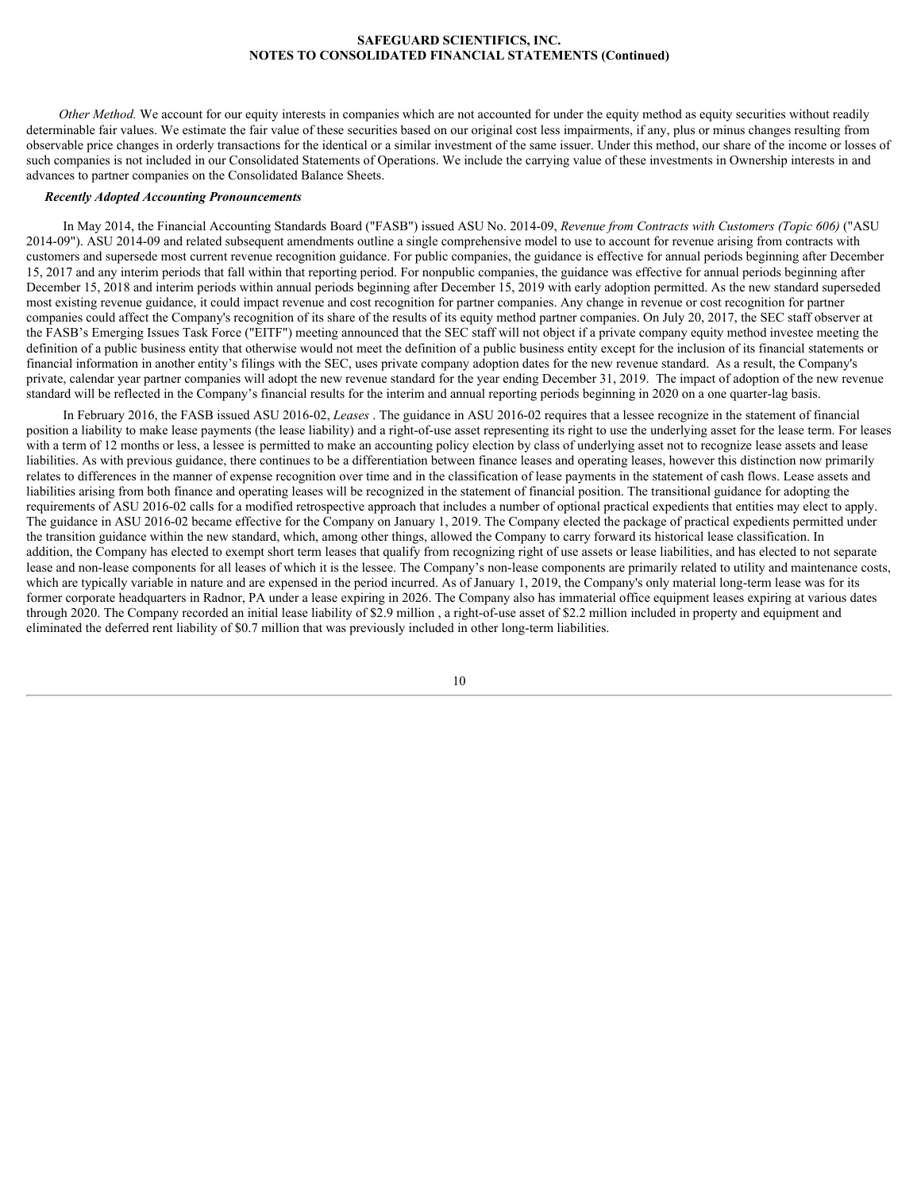*Other Method.* We account for our equity interests in companies which are not accounted for under the equity method as equity securities without readily determinable fair values. We estimate the fair value of these securities based on our original cost less impairments, if any, plus or minus changes resulting from observable price changes in orderly transactions for the identical or a similar investment of the same issuer. Under this method, our share of the income or losses of such companies is not included in our Consolidated Statements of Operations. We include the carrying value of these investments in Ownership interests in and advances to partner companies on the Consolidated Balance Sheets.

***Recently Adopted Accounting Pronouncements***

In May 2014, the Financial Accounting Standards Board ("FASB") issued ASU No. 2014-09, *Revenue from Contracts with Customers (Topic 606)* ("ASU 2014-09"). ASU 2014-09 and related subsequent amendments outline a single comprehensive model to use to account for revenue arising from contracts with customers and supersede most current revenue recognition guidance. For public companies, the guidance is effective for annual periods beginning after December 15, 2017 and any interim periods that fall within that reporting period. For nonpublic companies, the guidance was effective for annual periods beginning after December 15, 2018 and interim periods within annual periods beginning after December 15, 2019 with early adoption permitted. As the new standard superseded most existing revenue guidance, it could impact revenue and cost recognition for partner companies. Any change in revenue or cost recognition for partner companies could affect the Company's recognition of its share of the results of its equity method partner companies. On July 20, 2017, the SEC staff observer at the FASB's Emerging Issues Task Force ("EITF") meeting announced that the SEC staff will not object if a private company equity method investee meeting the definition of a public business entity that otherwise would not meet the definition of a public business entity except for the inclusion of its financial statements or financial information in another entity's filings with the SEC, uses private company adoption dates for the new revenue standard. As a result, the Company's private, calendar year partner companies will adopt the new revenue standard for the year ending December 31, 2019. The impact of adoption of the new revenue standard will be reflected in the Company's financial results for the interim and annual reporting periods beginning in 2020 on a one quarter-lag basis.

In February 2016, the FASB issued ASU 2016-02, *Leases* . The guidance in ASU 2016-02 requires that a lessee recognize in the statement of financial position a liability to make lease payments (the lease liability) and a right-of-use asset representing its right to use the underlying asset for the lease term. For leases with a term of 12 months or less, a lessee is permitted to make an accounting policy election by class of underlying asset not to recognize lease assets and lease liabilities. As with previous guidance, there continues to be a differentiation between finance leases and operating leases, however this distinction now primarily relates to differences in the manner of expense recognition over time and in the classification of lease payments in the statement of cash flows. Lease assets and liabilities arising from both finance and operating leases will be recognized in the statement of financial position. The transitional guidance for adopting the requirements of ASU 2016-02 calls for a modified retrospective approach that includes a number of optional practical expedients that entities may elect to apply. The guidance in ASU 2016-02 became effective for the Company on January 1, 2019. The Company elected the package of practical expedients permitted under the transition guidance within the new standard, which, among other things, allowed the Company to carry forward its historical lease classification. In addition, the Company has elected to exempt short term leases that qualify from recognizing right of use assets or lease liabilities, and has elected to not separate lease and non-lease components for all leases of which it is the lessee. The Company's non-lease components are primarily related to utility and maintenance costs, which are typically variable in nature and are expensed in the period incurred. As of January 1, 2019, the Company's only material long-term lease was for its former corporate headquarters in Radnor, PA under a lease expiring in 2026. The Company also has immaterial office equipment leases expiring at various dates through 2020. The Company recorded an initial lease liability of $2.9 million , a right-of-use asset of $2.2 million included in property and equipment and eliminated the deferred rent liability of $0.7 million that was previously included in other long-term liabilities.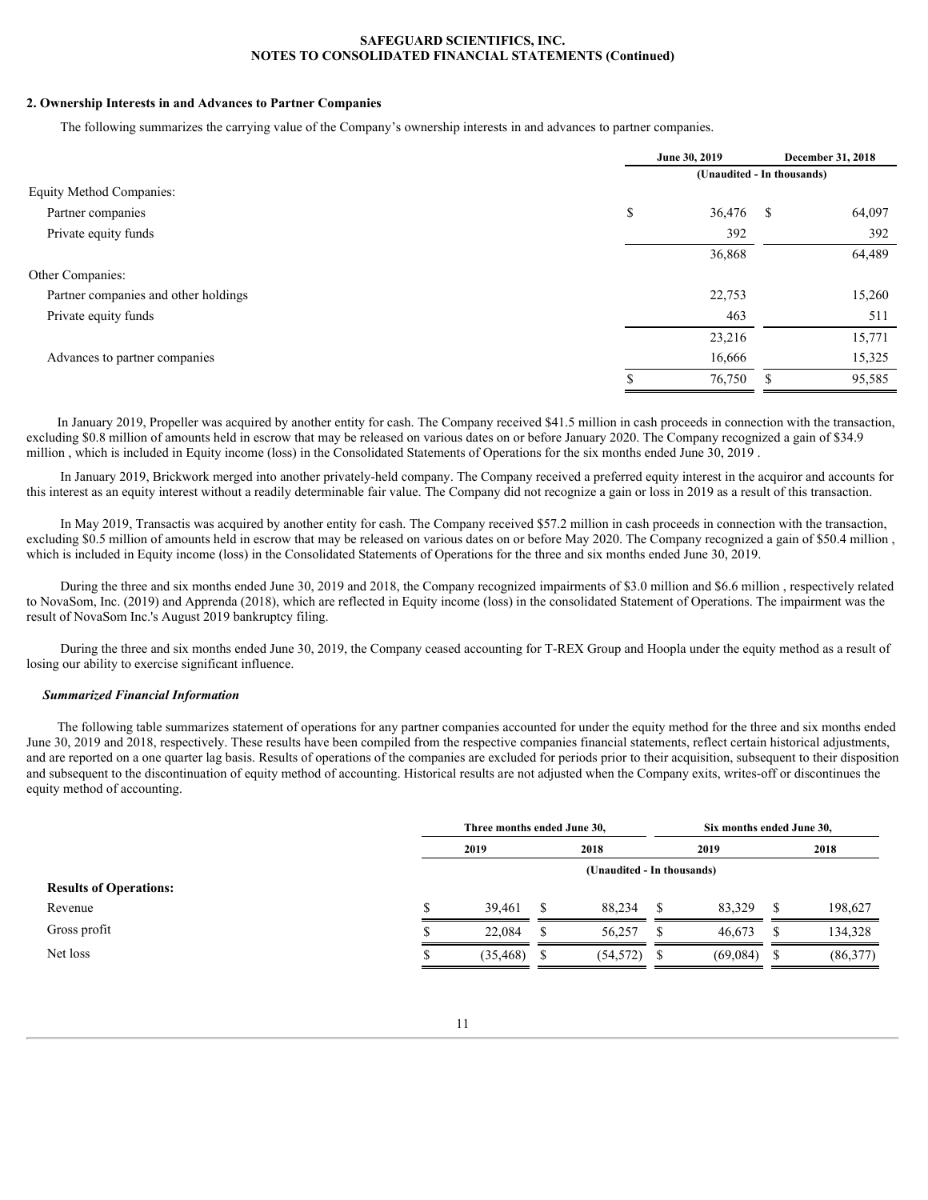## 2. Ownership Interests in and Advances to Partner Companies

The following summarizes the carrying value of the Company's ownership interests in and advances to partner companies.

| | June 30, 2019 | December 31, 2018 |
|---|---|---|
| | (Unaudited - In thousands) | |
| Equity Method Companies: | | |
| Partner companies | $ 36,476 | $ 64,097 |
| Private equity funds | 392 | 392 |
| | 36,868 | 64,489 |
| Other Companies: | | |
| Partner companies and other holdings | 22,753 | 15,260 |
| Private equity funds | 463 | 511 |
| | 23,216 | 15,771 |
| Advances to partner companies | 16,666 | 15,325 |
| | $ 76,750 | $ 95,585 |

In January 2019, Propeller was acquired by another entity for cash. The Company received $41.5 million in cash proceeds in connection with the transaction, excluding $0.8 million of amounts held in escrow that may be released on various dates on or before January 2020. The Company recognized a gain of $34.9 million , which is included in Equity income (loss) in the Consolidated Statements of Operations for the six months ended June 30, 2019 .

In January 2019, Brickwork merged into another privately-held company. The Company received a preferred equity interest in the acquiror and accounts for this interest as an equity interest without a readily determinable fair value. The Company did not recognize a gain or loss in 2019 as a result of this transaction.

In May 2019, Transactis was acquired by another entity for cash. The Company received $57.2 million in cash proceeds in connection with the transaction, excluding $0.5 million of amounts held in escrow that may be released on various dates on or before May 2020. The Company recognized a gain of $50.4 million , which is included in Equity income (loss) in the Consolidated Statements of Operations for the three and six months ended June 30, 2019.

During the three and six months ended June 30, 2019 and 2018, the Company recognized impairments of $3.0 million and $6.6 million , respectively related to NovaSom, Inc. (2019) and Apprenda (2018), which are reflected in Equity income (loss) in the consolidated Statement of Operations. The impairment was the result of NovaSom Inc.'s August 2019 bankruptcy filing.

During the three and six months ended June 30, 2019, the Company ceased accounting for T-REX Group and Hoopla under the equity method as a result of losing our ability to exercise significant influence.

### *Summarized Financial Information*

The following table summarizes statement of operations for any partner companies accounted for under the equity method for the three and six months ended June 30, 2019 and 2018, respectively. These results have been compiled from the respective companies financial statements, reflect certain historical adjustments, and are reported on a one quarter lag basis. Results of operations of the companies are excluded for periods prior to their acquisition, subsequent to their disposition and subsequent to the discontinuation of equity method of accounting. Historical results are not adjusted when the Company exits, writes-off or discontinues the equity method of accounting.

| | Three months ended June 30, | | Six months ended June 30, | |
|---|---|---|---|---|
| | 2019 | 2018 | 2019 | 2018 |
| | (Unaudited - In thousands) | | | |
| **Results of Operations:** | | | | |
| Revenue | $ 39,461 | $ 88,234 | $ 83,329 | $ 198,627 |
| Gross profit | $ 22,084 | $ 56,257 | $ 46,673 | $ 134,328 |
| Net loss | $ (35,468) | $ (54,572) | $ (69,084) | $ (86,377) |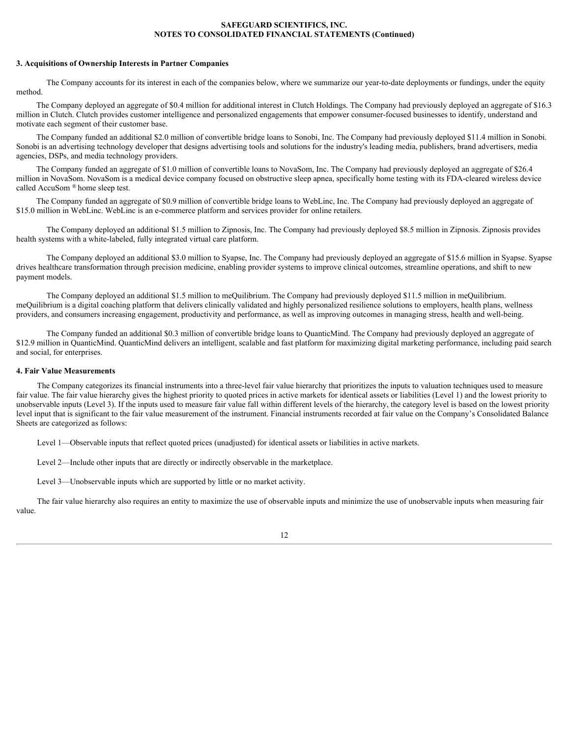### 3. Acquisitions of Ownership Interests in Partner Companies

The Company accounts for its interest in each of the companies below, where we summarize our year-to-date deployments or fundings, under the equity method.

The Company deployed an aggregate of $0.4 million for additional interest in Clutch Holdings. The Company had previously deployed an aggregate of $16.3 million in Clutch. Clutch provides customer intelligence and personalized engagements that empower consumer-focused businesses to identify, understand and motivate each segment of their customer base.

The Company funded an additional $2.0 million of convertible bridge loans to Sonobi, Inc. The Company had previously deployed $11.4 million in Sonobi. Sonobi is an advertising technology developer that designs advertising tools and solutions for the industry's leading media, publishers, brand advertisers, media agencies, DSPs, and media technology providers.

The Company funded an aggregate of $1.0 million of convertible loans to NovaSom, Inc. The Company had previously deployed an aggregate of $26.4 million in NovaSom. NovaSom is a medical device company focused on obstructive sleep apnea, specifically home testing with its FDA-cleared wireless device called AccuSom ® home sleep test.

The Company funded an aggregate of $0.9 million of convertible bridge loans to WebLinc, Inc. The Company had previously deployed an aggregate of $15.0 million in WebLinc. WebLinc is an e-commerce platform and services provider for online retailers.

The Company deployed an additional $1.5 million to Zipnosis, Inc. The Company had previously deployed $8.5 million in Zipnosis. Zipnosis provides health systems with a white-labeled, fully integrated virtual care platform.

The Company deployed an additional $3.0 million to Syapse, Inc. The Company had previously deployed an aggregate of $15.6 million in Syapse. Syapse drives healthcare transformation through precision medicine, enabling provider systems to improve clinical outcomes, streamline operations, and shift to new payment models.

The Company deployed an additional $1.5 million to meQuilibrium. The Company had previously deployed $11.5 million in meQuilibrium. meQuilibrium is a digital coaching platform that delivers clinically validated and highly personalized resilience solutions to employers, health plans, wellness providers, and consumers increasing engagement, productivity and performance, as well as improving outcomes in managing stress, health and well-being.

The Company funded an additional $0.3 million of convertible bridge loans to QuanticMind. The Company had previously deployed an aggregate of $12.9 million in QuanticMind. QuanticMind delivers an intelligent, scalable and fast platform for maximizing digital marketing performance, including paid search and social, for enterprises.

### 4. Fair Value Measurements

The Company categorizes its financial instruments into a three-level fair value hierarchy that prioritizes the inputs to valuation techniques used to measure fair value. The fair value hierarchy gives the highest priority to quoted prices in active markets for identical assets or liabilities (Level 1) and the lowest priority to unobservable inputs (Level 3). If the inputs used to measure fair value fall within different levels of the hierarchy, the category level is based on the lowest priority level input that is significant to the fair value measurement of the instrument. Financial instruments recorded at fair value on the Company's Consolidated Balance Sheets are categorized as follows:

Level 1—Observable inputs that reflect quoted prices (unadjusted) for identical assets or liabilities in active markets.

Level 2—Include other inputs that are directly or indirectly observable in the marketplace.

Level 3—Unobservable inputs which are supported by little or no market activity.

The fair value hierarchy also requires an entity to maximize the use of observable inputs and minimize the use of unobservable inputs when measuring fair value.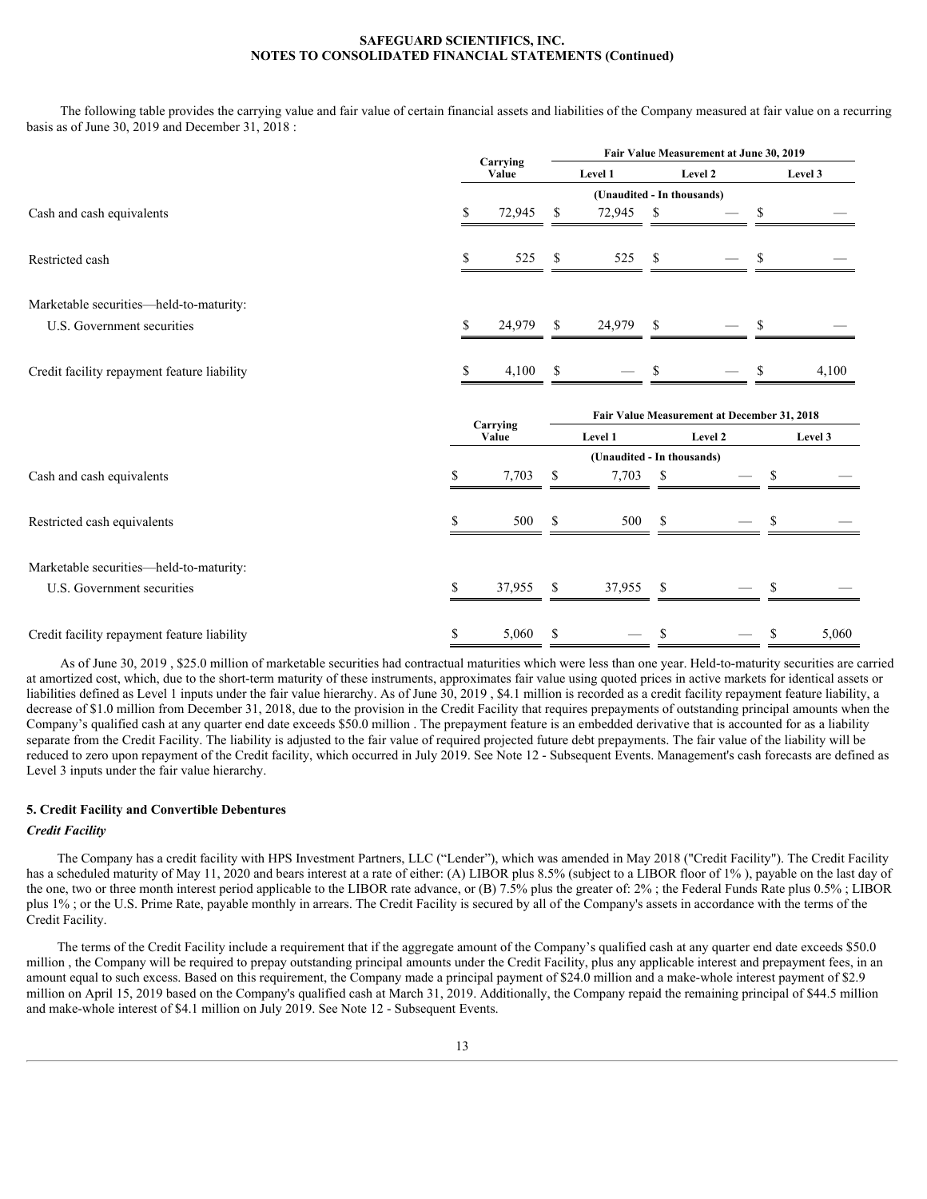The following table provides the carrying value and fair value of certain financial assets and liabilities of the Company measured at fair value on a recurring basis as of June 30, 2019 and December 31, 2018 :

| | Carrying Value | Fair Value Measurement at June 30, 2019 | | |
|---|---|---|---|---|
| | | Level 1 | Level 2 | Level 3 |
| | (Unaudited - In thousands) | | | |
| Cash and cash equivalents | $ 72,945 | $ 72,945 | $ — | $ — |
| Restricted cash | $ 525 | $ 525 | $ — | $ — |
| Marketable securities—held-to-maturity: | | | | |
| U.S. Government securities | $ 24,979 | $ 24,979 | $ — | $ — |
| Credit facility repayment feature liability | $ 4,100 | $ — | $ — | $ 4,100 |

| | Carrying Value | Fair Value Measurement at December 31, 2018 | | |
|---|---|---|---|---|
| | | Level 1 | Level 2 | Level 3 |
| | (Unaudited - In thousands) | | | |
| Cash and cash equivalents | $ 7,703 | $ 7,703 | $ — | $ — |
| Restricted cash equivalents | $ 500 | $ 500 | $ — | $ — |
| Marketable securities—held-to-maturity: | | | | |
| U.S. Government securities | $ 37,955 | $ 37,955 | $ — | $ — |
| Credit facility repayment feature liability | $ 5,060 | $ — | $ — | $ 5,060 |

As of June 30, 2019 , $25.0 million of marketable securities had contractual maturities which were less than one year. Held-to-maturity securities are carried at amortized cost, which, due to the short-term maturity of these instruments, approximates fair value using quoted prices in active markets for identical assets or liabilities defined as Level 1 inputs under the fair value hierarchy. As of June 30, 2019 , $4.1 million is recorded as a credit facility repayment feature liability, a decrease of $1.0 million from December 31, 2018, due to the provision in the Credit Facility that requires prepayments of outstanding principal amounts when the Company's qualified cash at any quarter end date exceeds $50.0 million . The prepayment feature is an embedded derivative that is accounted for as a liability separate from the Credit Facility. The liability is adjusted to the fair value of required projected future debt prepayments. The fair value of the liability will be reduced to zero upon repayment of the Credit facility, which occurred in July 2019. See Note 12 - Subsequent Events. Management's cash forecasts are defined as Level 3 inputs under the fair value hierarchy.

## 5. Credit Facility and Convertible Debentures

### *Credit Facility*

The Company has a credit facility with HPS Investment Partners, LLC ("Lender"), which was amended in May 2018 ("Credit Facility"). The Credit Facility has a scheduled maturity of May 11, 2020 and bears interest at a rate of either: (A) LIBOR plus 8.5% (subject to a LIBOR floor of 1% ), payable on the last day of the one, two or three month interest period applicable to the LIBOR rate advance, or (B) 7.5% plus the greater of: 2% ; the Federal Funds Rate plus 0.5% ; LIBOR plus 1% ; or the U.S. Prime Rate, payable monthly in arrears. The Credit Facility is secured by all of the Company's assets in accordance with the terms of the Credit Facility.

The terms of the Credit Facility include a requirement that if the aggregate amount of the Company's qualified cash at any quarter end date exceeds $50.0 million , the Company will be required to prepay outstanding principal amounts under the Credit Facility, plus any applicable interest and prepayment fees, in an amount equal to such excess. Based on this requirement, the Company made a principal payment of $24.0 million and a make-whole interest payment of $2.9 million on April 15, 2019 based on the Company's qualified cash at March 31, 2019. Additionally, the Company repaid the remaining principal of $44.5 million and make-whole interest of $4.1 million on July 2019. See Note 12 - Subsequent Events.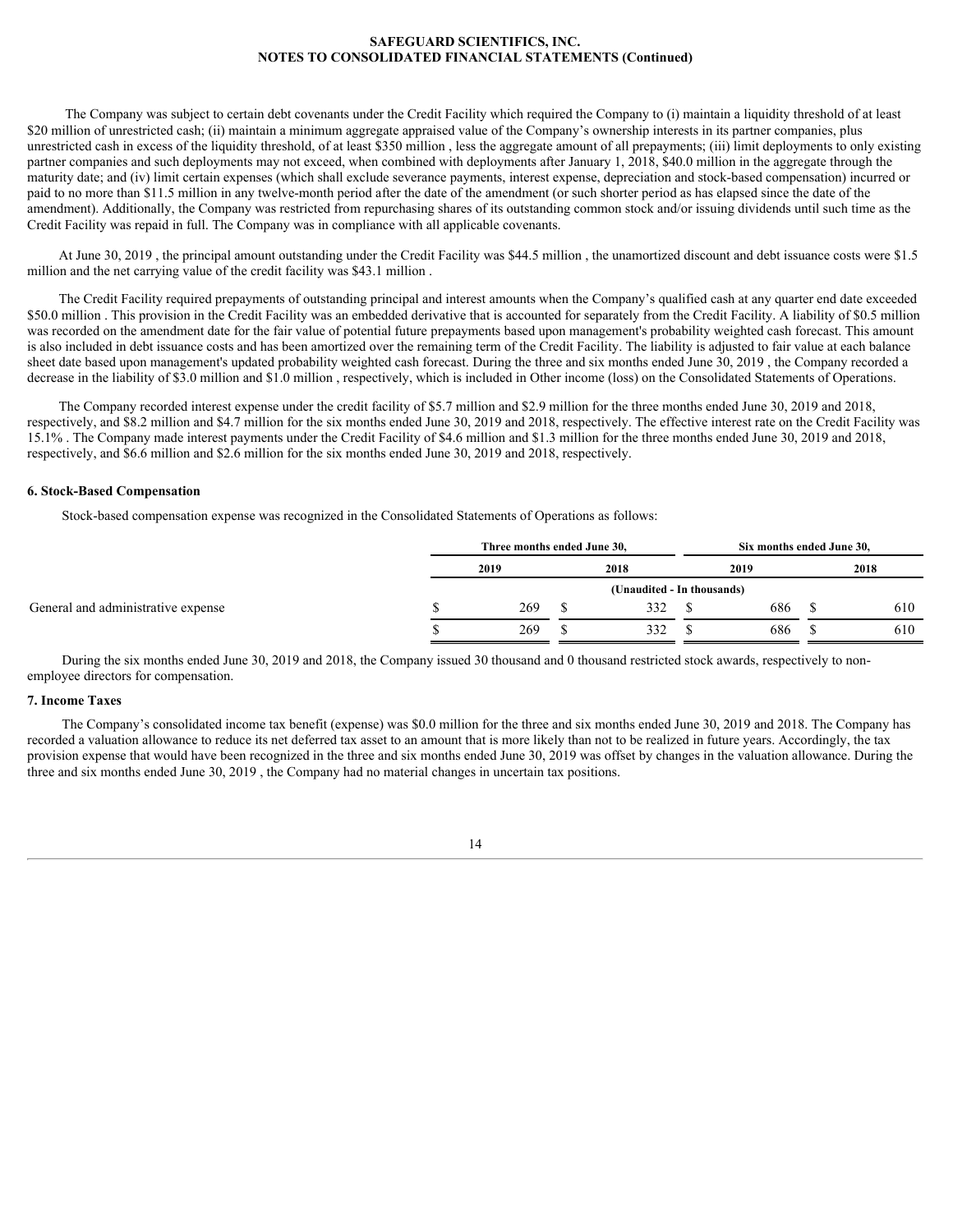The Company was subject to certain debt covenants under the Credit Facility which required the Company to (i) maintain a liquidity threshold of at least $20 million of unrestricted cash; (ii) maintain a minimum aggregate appraised value of the Company's ownership interests in its partner companies, plus unrestricted cash in excess of the liquidity threshold, of at least $350 million , less the aggregate amount of all prepayments; (iii) limit deployments to only existing partner companies and such deployments may not exceed, when combined with deployments after January 1, 2018, $40.0 million in the aggregate through the maturity date; and (iv) limit certain expenses (which shall exclude severance payments, interest expense, depreciation and stock-based compensation) incurred or paid to no more than $11.5 million in any twelve-month period after the date of the amendment (or such shorter period as has elapsed since the date of the amendment). Additionally, the Company was restricted from repurchasing shares of its outstanding common stock and/or issuing dividends until such time as the Credit Facility was repaid in full. The Company was in compliance with all applicable covenants.

At June 30, 2019 , the principal amount outstanding under the Credit Facility was $44.5 million , the unamortized discount and debt issuance costs were $1.5 million and the net carrying value of the credit facility was $43.1 million .

The Credit Facility required prepayments of outstanding principal and interest amounts when the Company's qualified cash at any quarter end date exceeded $50.0 million . This provision in the Credit Facility was an embedded derivative that is accounted for separately from the Credit Facility. A liability of $0.5 million was recorded on the amendment date for the fair value of potential future prepayments based upon management's probability weighted cash forecast. This amount is also included in debt issuance costs and has been amortized over the remaining term of the Credit Facility. The liability is adjusted to fair value at each balance sheet date based upon management's updated probability weighted cash forecast. During the three and six months ended June 30, 2019 , the Company recorded a decrease in the liability of $3.0 million and $1.0 million , respectively, which is included in Other income (loss) on the Consolidated Statements of Operations.

The Company recorded interest expense under the credit facility of $5.7 million and $2.9 million for the three months ended June 30, 2019 and 2018, respectively, and $8.2 million and $4.7 million for the six months ended June 30, 2019 and 2018, respectively. The effective interest rate on the Credit Facility was 15.1% . The Company made interest payments under the Credit Facility of $4.6 million and $1.3 million for the three months ended June 30, 2019 and 2018, respectively, and $6.6 million and $2.6 million for the six months ended June 30, 2019 and 2018, respectively.

## 6. Stock-Based Compensation

Stock-based compensation expense was recognized in the Consolidated Statements of Operations as follows:

| | Three months ended June 30, | | Six months ended June 30, | |
|---|---|---|---|---|
| | 2019 | 2018 | 2019 | 2018 |
| | (Unaudited - In thousands) | | | |
| General and administrative expense | $ 269 | $ 332 | $ 686 | $ 610 |
| | $ 269 | $ 332 | $ 686 | $ 610 |

During the six months ended June 30, 2019 and 2018, the Company issued 30 thousand and 0 thousand restricted stock awards, respectively to non-employee directors for compensation.

## 7. Income Taxes

The Company's consolidated income tax benefit (expense) was $0.0 million for the three and six months ended June 30, 2019 and 2018. The Company has recorded a valuation allowance to reduce its net deferred tax asset to an amount that is more likely than not to be realized in future years. Accordingly, the tax provision expense that would have been recognized in the three and six months ended June 30, 2019 was offset by changes in the valuation allowance. During the three and six months ended June 30, 2019 , the Company had no material changes in uncertain tax positions.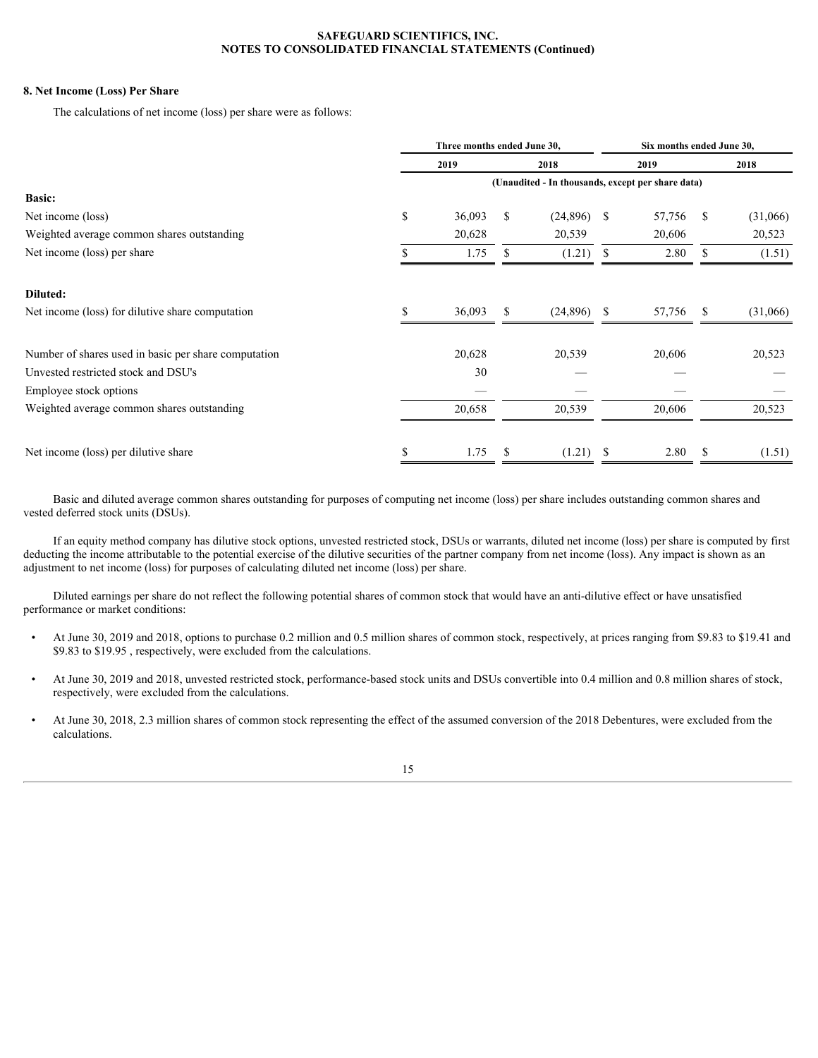**SAFEGUARD SCIENTIFICS, INC.**
**NOTES TO CONSOLIDATED FINANCIAL STATEMENTS (Continued)**

**8. Net Income (Loss) Per Share**

The calculations of net income (loss) per share were as follows:

| | Three months ended June 30, | | Six months ended June 30, | |
|---|---|---|---|---|
| | 2019 | 2018 | 2019 | 2018 |
| | (Unaudited - In thousands, except per share data) | | | |
| **Basic:** | | | | |
| Net income (loss) | $ 36,093 | $ (24,896) | $ 57,756 | $ (31,066) |
| Weighted average common shares outstanding | 20,628 | 20,539 | 20,606 | 20,523 |
| Net income (loss) per share | $ 1.75 | $ (1.21) | $ 2.80 | $ (1.51) |
| **Diluted:** | | | | |
| Net income (loss) for dilutive share computation | $ 36,093 | $ (24,896) | $ 57,756 | $ (31,066) |
| Number of shares used in basic per share computation | 20,628 | 20,539 | 20,606 | 20,523 |
| Unvested restricted stock and DSU's | 30 | — | — | — |
| Employee stock options | — | — | — | — |
| Weighted average common shares outstanding | 20,658 | 20,539 | 20,606 | 20,523 |
| Net income (loss) per dilutive share | $ 1.75 | $ (1.21) | $ 2.80 | $ (1.51) |

Basic and diluted average common shares outstanding for purposes of computing net income (loss) per share includes outstanding common shares and vested deferred stock units (DSUs).

If an equity method company has dilutive stock options, unvested restricted stock, DSUs or warrants, diluted net income (loss) per share is computed by first deducting the income attributable to the potential exercise of the dilutive securities of the partner company from net income (loss). Any impact is shown as an adjustment to net income (loss) for purposes of calculating diluted net income (loss) per share.

Diluted earnings per share do not reflect the following potential shares of common stock that would have an anti-dilutive effect or have unsatisfied performance or market conditions:

- At June 30, 2019 and 2018, options to purchase 0.2 million and 0.5 million shares of common stock, respectively, at prices ranging from $9.83 to $19.41 and $9.83 to $19.95 , respectively, were excluded from the calculations.
- At June 30, 2019 and 2018, unvested restricted stock, performance-based stock units and DSUs convertible into 0.4 million and 0.8 million shares of stock, respectively, were excluded from the calculations.
- At June 30, 2018, 2.3 million shares of common stock representing the effect of the assumed conversion of the 2018 Debentures, were excluded from the calculations.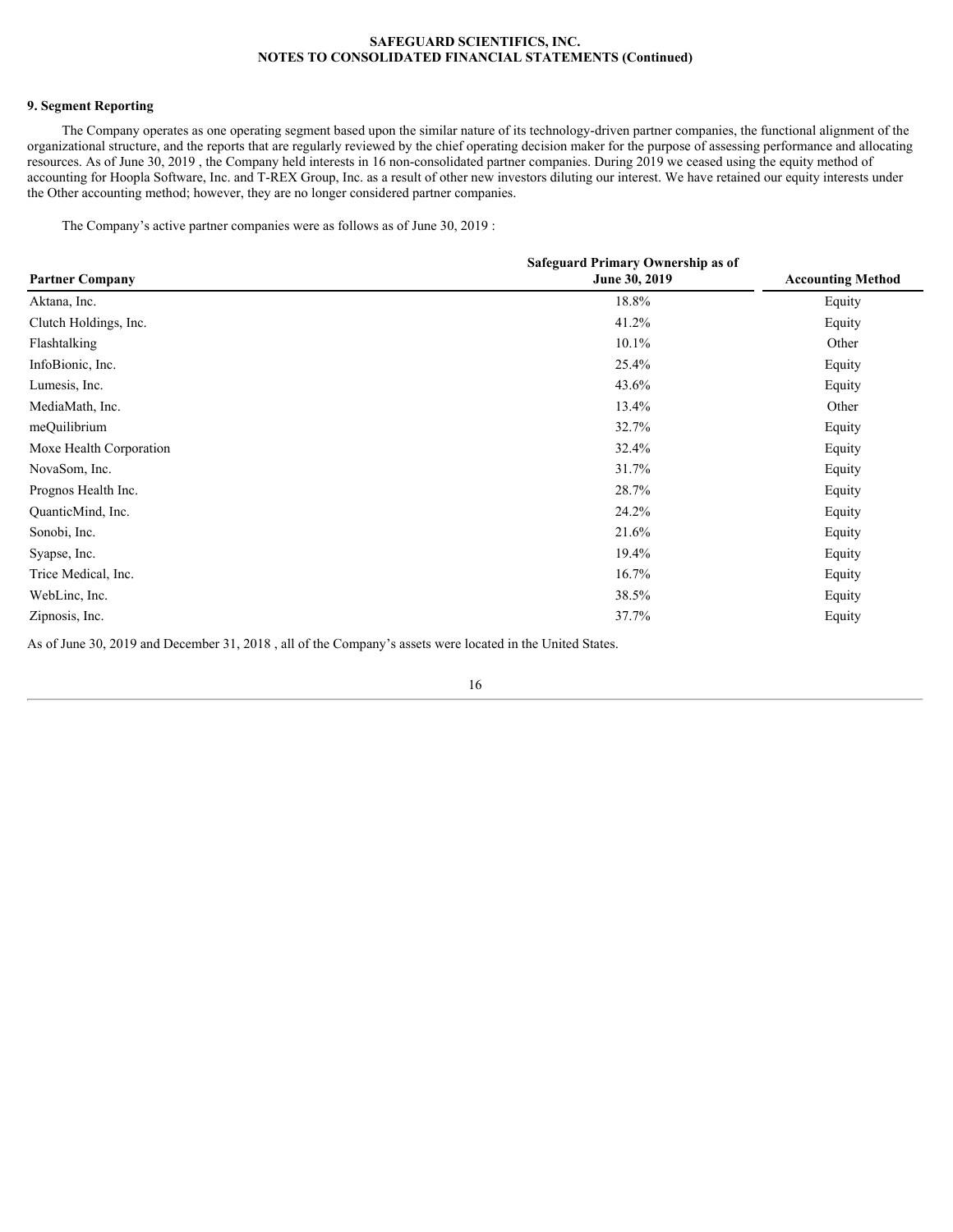## 9. Segment Reporting

The Company operates as one operating segment based upon the similar nature of its technology-driven partner companies, the functional alignment of the organizational structure, and the reports that are regularly reviewed by the chief operating decision maker for the purpose of assessing performance and allocating resources. As of June 30, 2019 , the Company held interests in 16 non-consolidated partner companies. During 2019 we ceased using the equity method of accounting for Hoopla Software, Inc. and T-REX Group, Inc. as a result of other new investors diluting our interest. We have retained our equity interests under the Other accounting method; however, they are no longer considered partner companies.

The Company's active partner companies were as follows as of June 30, 2019 :

| Partner Company | Safeguard Primary Ownership as of June 30, 2019 | Accounting Method |
|---|---|---|
| Aktana, Inc. | 18.8% | Equity |
| Clutch Holdings, Inc. | 41.2% | Equity |
| Flashtalking | 10.1% | Other |
| InfoBionic, Inc. | 25.4% | Equity |
| Lumesis, Inc. | 43.6% | Equity |
| MediaMath, Inc. | 13.4% | Other |
| meQuilibrium | 32.7% | Equity |
| Moxe Health Corporation | 32.4% | Equity |
| NovaSom, Inc. | 31.7% | Equity |
| Prognos Health Inc. | 28.7% | Equity |
| QuanticMind, Inc. | 24.2% | Equity |
| Sonobi, Inc. | 21.6% | Equity |
| Syapse, Inc. | 19.4% | Equity |
| Trice Medical, Inc. | 16.7% | Equity |
| WebLinc, Inc. | 38.5% | Equity |
| Zipnosis, Inc. | 37.7% | Equity |

As of June 30, 2019 and December 31, 2018 , all of the Company's assets were located in the United States.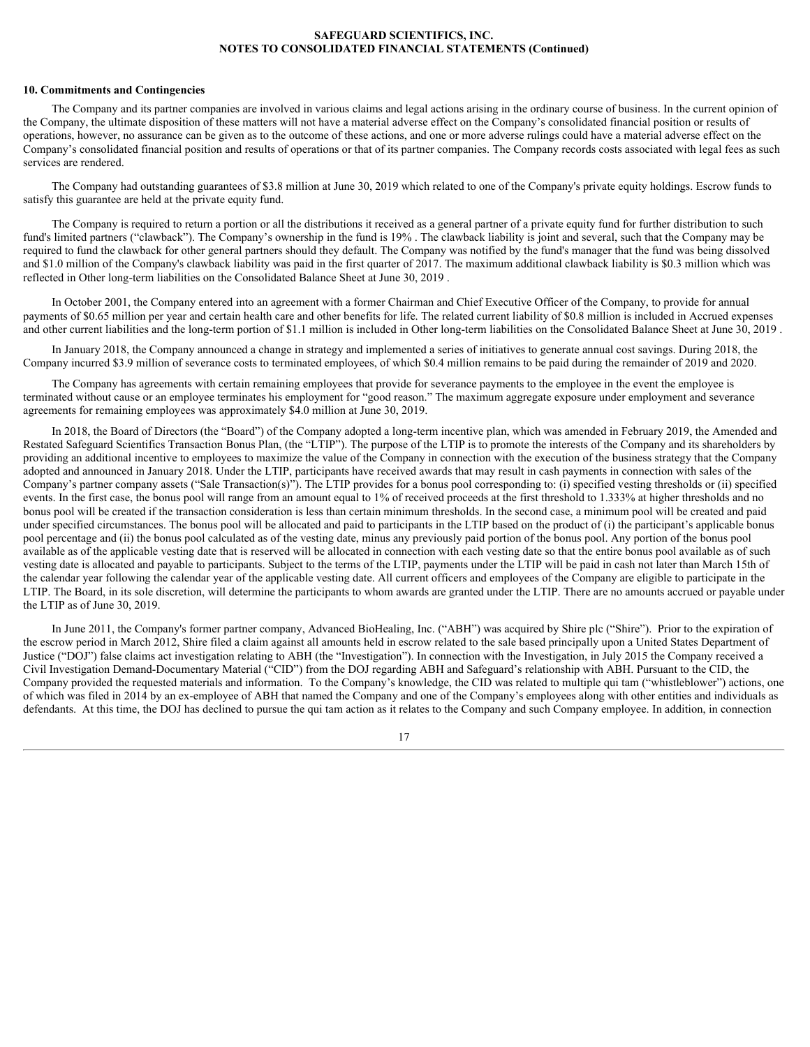## 10. Commitments and Contingencies

The Company and its partner companies are involved in various claims and legal actions arising in the ordinary course of business. In the current opinion of the Company, the ultimate disposition of these matters will not have a material adverse effect on the Company's consolidated financial position or results of operations, however, no assurance can be given as to the outcome of these actions, and one or more adverse rulings could have a material adverse effect on the Company's consolidated financial position and results of operations or that of its partner companies. The Company records costs associated with legal fees as such services are rendered.

The Company had outstanding guarantees of $3.8 million at June 30, 2019 which related to one of the Company's private equity holdings. Escrow funds to satisfy this guarantee are held at the private equity fund.

The Company is required to return a portion or all the distributions it received as a general partner of a private equity fund for further distribution to such fund's limited partners ("clawback"). The Company's ownership in the fund is 19% . The clawback liability is joint and several, such that the Company may be required to fund the clawback for other general partners should they default. The Company was notified by the fund's manager that the fund was being dissolved and $1.0 million of the Company's clawback liability was paid in the first quarter of 2017. The maximum additional clawback liability is $0.3 million which was reflected in Other long-term liabilities on the Consolidated Balance Sheet at June 30, 2019 .

In October 2001, the Company entered into an agreement with a former Chairman and Chief Executive Officer of the Company, to provide for annual payments of $0.65 million per year and certain health care and other benefits for life. The related current liability of $0.8 million is included in Accrued expenses and other current liabilities and the long-term portion of $1.1 million is included in Other long-term liabilities on the Consolidated Balance Sheet at June 30, 2019 .

In January 2018, the Company announced a change in strategy and implemented a series of initiatives to generate annual cost savings. During 2018, the Company incurred $3.9 million of severance costs to terminated employees, of which $0.4 million remains to be paid during the remainder of 2019 and 2020.

The Company has agreements with certain remaining employees that provide for severance payments to the employee in the event the employee is terminated without cause or an employee terminates his employment for "good reason." The maximum aggregate exposure under employment and severance agreements for remaining employees was approximately $4.0 million at June 30, 2019.

In 2018, the Board of Directors (the "Board") of the Company adopted a long-term incentive plan, which was amended in February 2019, the Amended and Restated Safeguard Scientifics Transaction Bonus Plan, (the "LTIP"). The purpose of the LTIP is to promote the interests of the Company and its shareholders by providing an additional incentive to employees to maximize the value of the Company in connection with the execution of the business strategy that the Company adopted and announced in January 2018. Under the LTIP, participants have received awards that may result in cash payments in connection with sales of the Company's partner company assets ("Sale Transaction(s)"). The LTIP provides for a bonus pool corresponding to: (i) specified vesting thresholds or (ii) specified events. In the first case, the bonus pool will range from an amount equal to 1% of received proceeds at the first threshold to 1.333% at higher thresholds and no bonus pool will be created if the transaction consideration is less than certain minimum thresholds. In the second case, a minimum pool will be created and paid under specified circumstances. The bonus pool will be allocated and paid to participants in the LTIP based on the product of (i) the participant's applicable bonus pool percentage and (ii) the bonus pool calculated as of the vesting date, minus any previously paid portion of the bonus pool. Any portion of the bonus pool available as of the applicable vesting date that is reserved will be allocated in connection with each vesting date so that the entire bonus pool available as of such vesting date is allocated and payable to participants. Subject to the terms of the LTIP, payments under the LTIP will be paid in cash not later than March 15th of the calendar year following the calendar year of the applicable vesting date. All current officers and employees of the Company are eligible to participate in the LTIP. The Board, in its sole discretion, will determine the participants to whom awards are granted under the LTIP. There are no amounts accrued or payable under the LTIP as of June 30, 2019.

In June 2011, the Company's former partner company, Advanced BioHealing, Inc. ("ABH") was acquired by Shire plc ("Shire"). Prior to the expiration of the escrow period in March 2012, Shire filed a claim against all amounts held in escrow related to the sale based principally upon a United States Department of Justice ("DOJ") false claims act investigation relating to ABH (the "Investigation"). In connection with the Investigation, in July 2015 the Company received a Civil Investigation Demand-Documentary Material ("CID") from the DOJ regarding ABH and Safeguard's relationship with ABH. Pursuant to the CID, the Company provided the requested materials and information. To the Company's knowledge, the CID was related to multiple qui tam ("whistleblower") actions, one of which was filed in 2014 by an ex-employee of ABH that named the Company and one of the Company's employees along with other entities and individuals as defendants. At this time, the DOJ has declined to pursue the qui tam action as it relates to the Company and such Company employee. In addition, in connection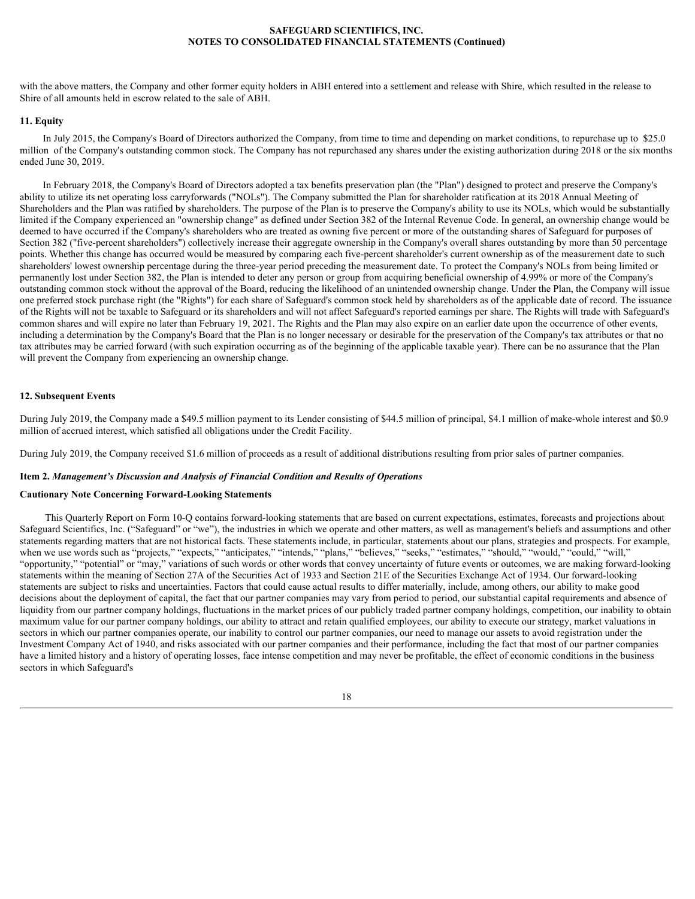with the above matters, the Company and other former equity holders in ABH entered into a settlement and release with Shire, which resulted in the release to Shire of all amounts held in escrow related to the sale of ABH.

### 11. Equity

In July 2015, the Company's Board of Directors authorized the Company, from time to time and depending on market conditions, to repurchase up to $25.0 million of the Company's outstanding common stock. The Company has not repurchased any shares under the existing authorization during 2018 or the six months ended June 30, 2019.

In February 2018, the Company's Board of Directors adopted a tax benefits preservation plan (the "Plan") designed to protect and preserve the Company's ability to utilize its net operating loss carryforwards ("NOLs"). The Company submitted the Plan for shareholder ratification at its 2018 Annual Meeting of Shareholders and the Plan was ratified by shareholders. The purpose of the Plan is to preserve the Company's ability to use its NOLs, which would be substantially limited if the Company experienced an "ownership change" as defined under Section 382 of the Internal Revenue Code. In general, an ownership change would be deemed to have occurred if the Company's shareholders who are treated as owning five percent or more of the outstanding shares of Safeguard for purposes of Section 382 ("five-percent shareholders") collectively increase their aggregate ownership in the Company's overall shares outstanding by more than 50 percentage points. Whether this change has occurred would be measured by comparing each five-percent shareholder's current ownership as of the measurement date to such shareholders' lowest ownership percentage during the three-year period preceding the measurement date. To protect the Company's NOLs from being limited or permanently lost under Section 382, the Plan is intended to deter any person or group from acquiring beneficial ownership of 4.99% or more of the Company's outstanding common stock without the approval of the Board, reducing the likelihood of an unintended ownership change. Under the Plan, the Company will issue one preferred stock purchase right (the "Rights") for each share of Safeguard's common stock held by shareholders as of the applicable date of record. The issuance of the Rights will not be taxable to Safeguard or its shareholders and will not affect Safeguard's reported earnings per share. The Rights will trade with Safeguard's common shares and will expire no later than February 19, 2021. The Rights and the Plan may also expire on an earlier date upon the occurrence of other events, including a determination by the Company's Board that the Plan is no longer necessary or desirable for the preservation of the Company's tax attributes or that no tax attributes may be carried forward (with such expiration occurring as of the beginning of the applicable taxable year). There can be no assurance that the Plan will prevent the Company from experiencing an ownership change.

### 12. Subsequent Events

During July 2019, the Company made a $49.5 million payment to its Lender consisting of $44.5 million of principal, $4.1 million of make-whole interest and $0.9 million of accrued interest, which satisfied all obligations under the Credit Facility.

During July 2019, the Company received $1.6 million of proceeds as a result of additional distributions resulting from prior sales of partner companies.

## Item 2. *Management's Discussion and Analysis of Financial Condition and Results of Operations*

### Cautionary Note Concerning Forward-Looking Statements

This Quarterly Report on Form 10-Q contains forward-looking statements that are based on current expectations, estimates, forecasts and projections about Safeguard Scientifics, Inc. ("Safeguard" or "we"), the industries in which we operate and other matters, as well as management's beliefs and assumptions and other statements regarding matters that are not historical facts. These statements include, in particular, statements about our plans, strategies and prospects. For example, when we use words such as "projects," "expects," "anticipates," "intends," "plans," "believes," "seeks," "estimates," "should," "would," "could," "will," "opportunity," "potential" or "may," variations of such words or other words that convey uncertainty of future events or outcomes, we are making forward-looking statements within the meaning of Section 27A of the Securities Act of 1933 and Section 21E of the Securities Exchange Act of 1934. Our forward-looking statements are subject to risks and uncertainties. Factors that could cause actual results to differ materially, include, among others, our ability to make good decisions about the deployment of capital, the fact that our partner companies may vary from period to period, our substantial capital requirements and absence of liquidity from our partner company holdings, fluctuations in the market prices of our publicly traded partner company holdings, competition, our inability to obtain maximum value for our partner company holdings, our ability to attract and retain qualified employees, our ability to execute our strategy, market valuations in sectors in which our partner companies operate, our inability to control our partner companies, our need to manage our assets to avoid registration under the Investment Company Act of 1940, and risks associated with our partner companies and their performance, including the fact that most of our partner companies have a limited history and a history of operating losses, face intense competition and may never be profitable, the effect of economic conditions in the business sectors in which Safeguard's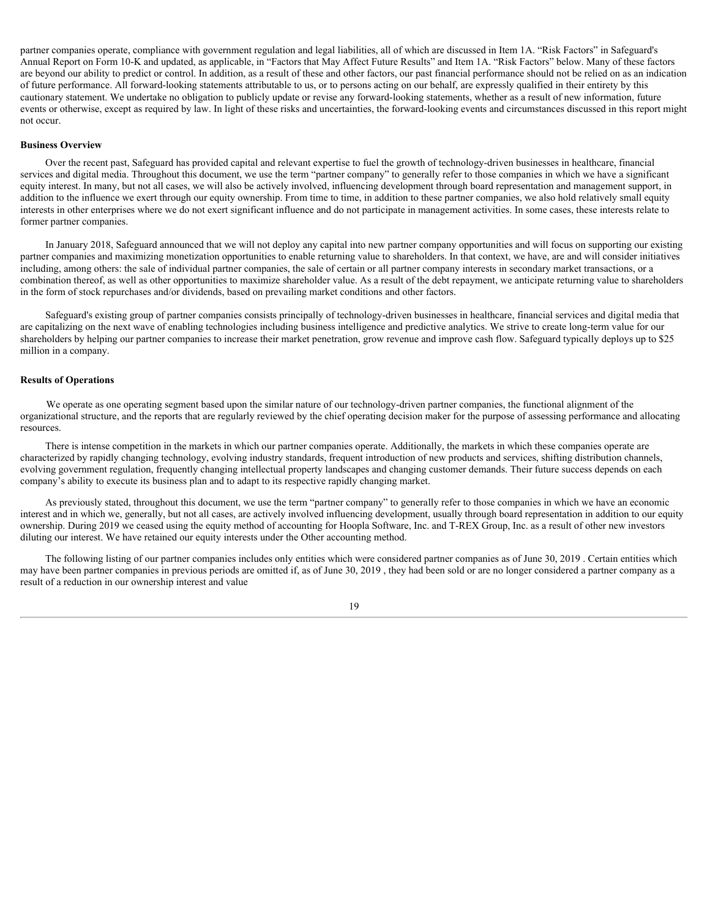partner companies operate, compliance with government regulation and legal liabilities, all of which are discussed in Item 1A. "Risk Factors" in Safeguard's Annual Report on Form 10-K and updated, as applicable, in "Factors that May Affect Future Results" and Item 1A. "Risk Factors" below. Many of these factors are beyond our ability to predict or control. In addition, as a result of these and other factors, our past financial performance should not be relied on as an indication of future performance. All forward-looking statements attributable to us, or to persons acting on our behalf, are expressly qualified in their entirety by this cautionary statement. We undertake no obligation to publicly update or revise any forward-looking statements, whether as a result of new information, future events or otherwise, except as required by law. In light of these risks and uncertainties, the forward-looking events and circumstances discussed in this report might not occur.

**Business Overview**

Over the recent past, Safeguard has provided capital and relevant expertise to fuel the growth of technology-driven businesses in healthcare, financial services and digital media. Throughout this document, we use the term "partner company" to generally refer to those companies in which we have a significant equity interest. In many, but not all cases, we will also be actively involved, influencing development through board representation and management support, in addition to the influence we exert through our equity ownership. From time to time, in addition to these partner companies, we also hold relatively small equity interests in other enterprises where we do not exert significant influence and do not participate in management activities. In some cases, these interests relate to former partner companies.

In January 2018, Safeguard announced that we will not deploy any capital into new partner company opportunities and will focus on supporting our existing partner companies and maximizing monetization opportunities to enable returning value to shareholders. In that context, we have, are and will consider initiatives including, among others: the sale of individual partner companies, the sale of certain or all partner company interests in secondary market transactions, or a combination thereof, as well as other opportunities to maximize shareholder value. As a result of the debt repayment, we anticipate returning value to shareholders in the form of stock repurchases and/or dividends, based on prevailing market conditions and other factors.

Safeguard's existing group of partner companies consists principally of technology-driven businesses in healthcare, financial services and digital media that are capitalizing on the next wave of enabling technologies including business intelligence and predictive analytics. We strive to create long-term value for our shareholders by helping our partner companies to increase their market penetration, grow revenue and improve cash flow. Safeguard typically deploys up to $25 million in a company.

**Results of Operations**

We operate as one operating segment based upon the similar nature of our technology-driven partner companies, the functional alignment of the organizational structure, and the reports that are regularly reviewed by the chief operating decision maker for the purpose of assessing performance and allocating resources.

There is intense competition in the markets in which our partner companies operate. Additionally, the markets in which these companies operate are characterized by rapidly changing technology, evolving industry standards, frequent introduction of new products and services, shifting distribution channels, evolving government regulation, frequently changing intellectual property landscapes and changing customer demands. Their future success depends on each company's ability to execute its business plan and to adapt to its respective rapidly changing market.

As previously stated, throughout this document, we use the term "partner company" to generally refer to those companies in which we have an economic interest and in which we, generally, but not all cases, are actively involved influencing development, usually through board representation in addition to our equity ownership. During 2019 we ceased using the equity method of accounting for Hoopla Software, Inc. and T-REX Group, Inc. as a result of other new investors diluting our interest. We have retained our equity interests under the Other accounting method.

The following listing of our partner companies includes only entities which were considered partner companies as of June 30, 2019 . Certain entities which may have been partner companies in previous periods are omitted if, as of June 30, 2019 , they had been sold or are no longer considered a partner company as a result of a reduction in our ownership interest and value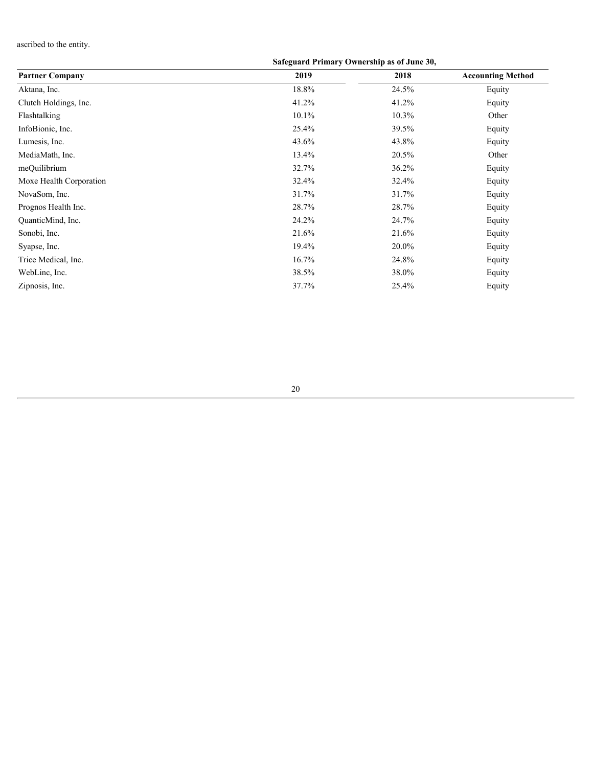ascribed to the entity.

| | Safeguard Primary Ownership as of June 30, | | |
|---|---|---|---|
| **Partner Company** | **2019** | **2018** | **Accounting Method** |
| Aktana, Inc. | 18.8% | 24.5% | Equity |
| Clutch Holdings, Inc. | 41.2% | 41.2% | Equity |
| Flashtalking | 10.1% | 10.3% | Other |
| InfoBionic, Inc. | 25.4% | 39.5% | Equity |
| Lumesis, Inc. | 43.6% | 43.8% | Equity |
| MediaMath, Inc. | 13.4% | 20.5% | Other |
| meQuilibrium | 32.7% | 36.2% | Equity |
| Moxe Health Corporation | 32.4% | 32.4% | Equity |
| NovaSom, Inc. | 31.7% | 31.7% | Equity |
| Prognos Health Inc. | 28.7% | 28.7% | Equity |
| QuanticMind, Inc. | 24.2% | 24.7% | Equity |
| Sonobi, Inc. | 21.6% | 21.6% | Equity |
| Syapse, Inc. | 19.4% | 20.0% | Equity |
| Trice Medical, Inc. | 16.7% | 24.8% | Equity |
| WebLinc, Inc. | 38.5% | 38.0% | Equity |
| Zipnosis, Inc. | 37.7% | 25.4% | Equity |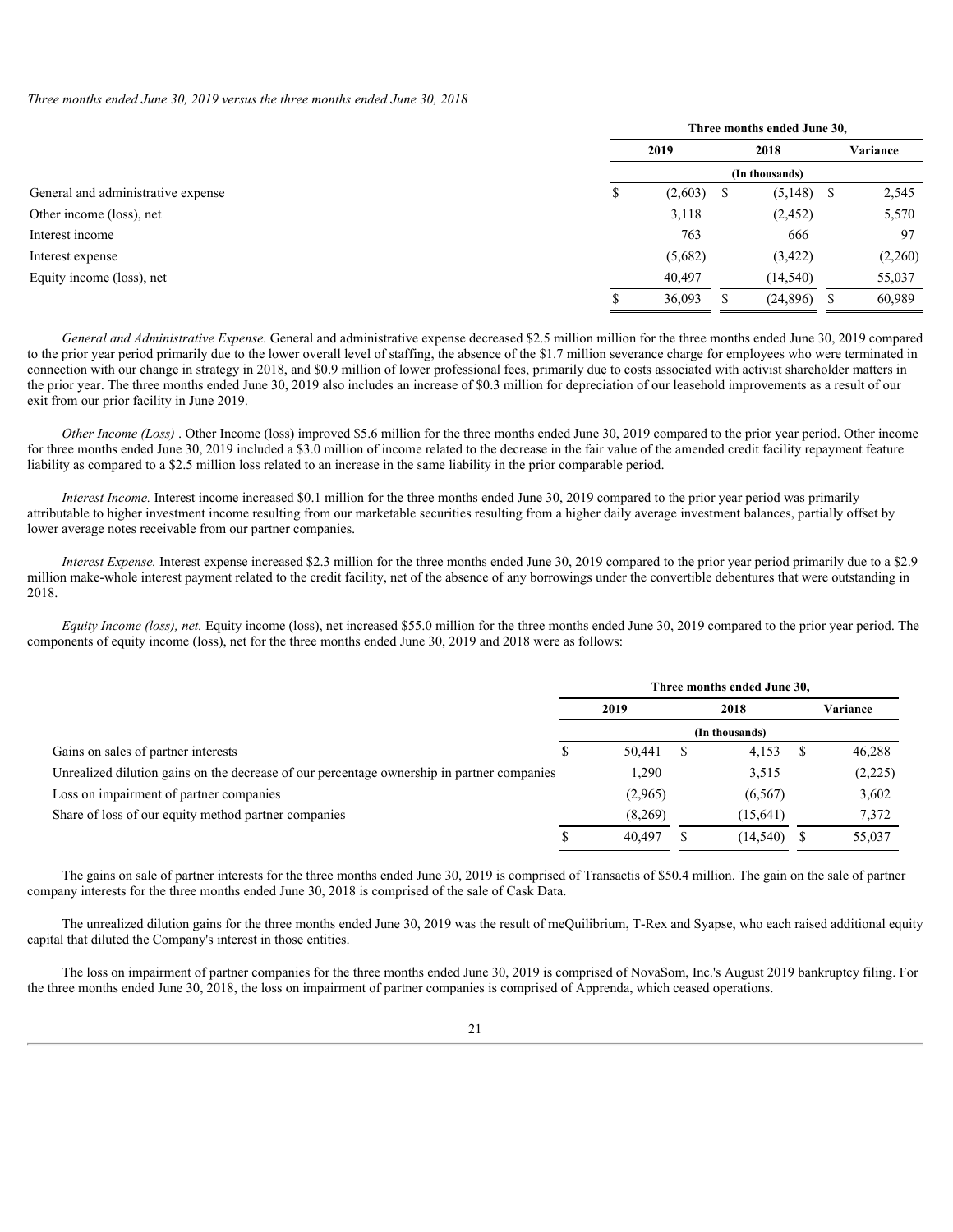*Three months ended June 30, 2019 versus the three months ended June 30, 2018*

| | Three months ended June 30, | | |
|---|---|---|---|
| | 2019 | 2018 | Variance |
| | (In thousands) | | |
| General and administrative expense | $ (2,603) | $ (5,148) | $ 2,545 |
| Other income (loss), net | 3,118 | (2,452) | 5,570 |
| Interest income | 763 | 666 | 97 |
| Interest expense | (5,682) | (3,422) | (2,260) |
| Equity income (loss), net | 40,497 | (14,540) | 55,037 |
| | $ 36,093 | $ (24,896) | $ 60,989 |

*General and Administrative Expense.* General and administrative expense decreased $2.5 million million for the three months ended June 30, 2019 compared to the prior year period primarily due to the lower overall level of staffing, the absence of the $1.7 million severance charge for employees who were terminated in connection with our change in strategy in 2018, and $0.9 million of lower professional fees, primarily due to costs associated with activist shareholder matters in the prior year. The three months ended June 30, 2019 also includes an increase of $0.3 million for depreciation of our leasehold improvements as a result of our exit from our prior facility in June 2019.

*Other Income (Loss)* . Other Income (loss) improved $5.6 million for the three months ended June 30, 2019 compared to the prior year period. Other income for three months ended June 30, 2019 included a $3.0 million of income related to the decrease in the fair value of the amended credit facility repayment feature liability as compared to a $2.5 million loss related to an increase in the same liability in the prior comparable period.

*Interest Income.* Interest income increased $0.1 million for the three months ended June 30, 2019 compared to the prior year period was primarily attributable to higher investment income resulting from our marketable securities resulting from a higher daily average investment balances, partially offset by lower average notes receivable from our partner companies.

*Interest Expense.* Interest expense increased $2.3 million for the three months ended June 30, 2019 compared to the prior year period primarily due to a $2.9 million make-whole interest payment related to the credit facility, net of the absence of any borrowings under the convertible debentures that were outstanding in 2018.

*Equity Income (loss), net.* Equity income (loss), net increased $55.0 million for the three months ended June 30, 2019 compared to the prior year period. The components of equity income (loss), net for the three months ended June 30, 2019 and 2018 were as follows:

| | Three months ended June 30, | | |
|---|---|---|---|
| | 2019 | 2018 | Variance |
| | (In thousands) | | |
| Gains on sales of partner interests | $ 50,441 | $ 4,153 | $ 46,288 |
| Unrealized dilution gains on the decrease of our percentage ownership in partner companies | 1,290 | 3,515 | (2,225) |
| Loss on impairment of partner companies | (2,965) | (6,567) | 3,602 |
| Share of loss of our equity method partner companies | (8,269) | (15,641) | 7,372 |
| | $ 40,497 | $ (14,540) | $ 55,037 |

The gains on sale of partner interests for the three months ended June 30, 2019 is comprised of Transactis of $50.4 million. The gain on the sale of partner company interests for the three months ended June 30, 2018 is comprised of the sale of Cask Data.

The unrealized dilution gains for the three months ended June 30, 2019 was the result of meQuilibrium, T-Rex and Syapse, who each raised additional equity capital that diluted the Company's interest in those entities.

The loss on impairment of partner companies for the three months ended June 30, 2019 is comprised of NovaSom, Inc.'s August 2019 bankruptcy filing. For the three months ended June 30, 2018, the loss on impairment of partner companies is comprised of Apprenda, which ceased operations.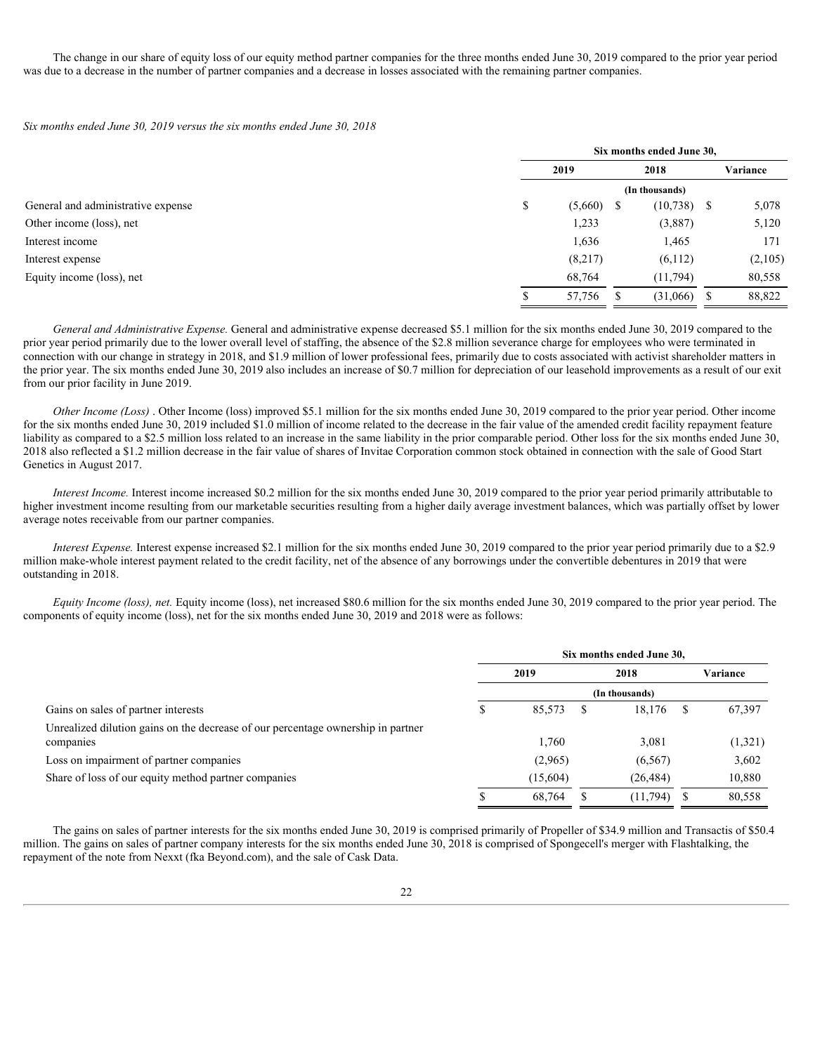The change in our share of equity loss of our equity method partner companies for the three months ended June 30, 2019 compared to the prior year period was due to a decrease in the number of partner companies and a decrease in losses associated with the remaining partner companies.

*Six months ended June 30, 2019 versus the six months ended June 30, 2018*

| | Six months ended June 30, | | |
|---|---|---|---|
| | 2019 | 2018 | Variance |
| | (In thousands) | | |
| General and administrative expense | $ (5,660) | $ (10,738) | $ 5,078 |
| Other income (loss), net | 1,233 | (3,887) | 5,120 |
| Interest income | 1,636 | 1,465 | 171 |
| Interest expense | (8,217) | (6,112) | (2,105) |
| Equity income (loss), net | 68,764 | (11,794) | 80,558 |
| | $ 57,756 | $ (31,066) | $ 88,822 |

*General and Administrative Expense.* General and administrative expense decreased $5.1 million for the six months ended June 30, 2019 compared to the prior year period primarily due to the lower overall level of staffing, the absence of the $2.8 million severance charge for employees who were terminated in connection with our change in strategy in 2018, and $1.9 million of lower professional fees, primarily due to costs associated with activist shareholder matters in the prior year. The six months ended June 30, 2019 also includes an increase of $0.7 million for depreciation of our leasehold improvements as a result of our exit from our prior facility in June 2019.

*Other Income (Loss)* . Other Income (loss) improved $5.1 million for the six months ended June 30, 2019 compared to the prior year period. Other income for the six months ended June 30, 2019 included $1.0 million of income related to the decrease in the fair value of the amended credit facility repayment feature liability as compared to a $2.5 million loss related to an increase in the same liability in the prior comparable period. Other loss for the six months ended June 30, 2018 also reflected a $1.2 million decrease in the fair value of shares of Invitae Corporation common stock obtained in connection with the sale of Good Start Genetics in August 2017.

*Interest Income.* Interest income increased $0.2 million for the six months ended June 30, 2019 compared to the prior year period primarily attributable to higher investment income resulting from our marketable securities resulting from a higher daily average investment balances, which was partially offset by lower average notes receivable from our partner companies.

*Interest Expense.* Interest expense increased $2.1 million for the six months ended June 30, 2019 compared to the prior year period primarily due to a $2.9 million make-whole interest payment related to the credit facility, net of the absence of any borrowings under the convertible debentures in 2019 that were outstanding in 2018.

*Equity Income (loss), net.* Equity income (loss), net increased $80.6 million for the six months ended June 30, 2019 compared to the prior year period. The components of equity income (loss), net for the six months ended June 30, 2019 and 2018 were as follows:

| | Six months ended June 30, | | |
|---|---|---|---|
| | 2019 | 2018 | Variance |
| | (In thousands) | | |
| Gains on sales of partner interests | $ 85,573 | $ 18,176 | $ 67,397 |
| Unrealized dilution gains on the decrease of our percentage ownership in partner companies | 1,760 | 3,081 | (1,321) |
| Loss on impairment of partner companies | (2,965) | (6,567) | 3,602 |
| Share of loss of our equity method partner companies | (15,604) | (26,484) | 10,880 |
| | $ 68,764 | $ (11,794) | $ 80,558 |

The gains on sales of partner interests for the six months ended June 30, 2019 is comprised primarily of Propeller of $34.9 million and Transactis of $50.4 million. The gains on sales of partner company interests for the six months ended June 30, 2018 is comprised of Spongecell's merger with Flashtalking, the repayment of the note from Nexxt (fka Beyond.com), and the sale of Cask Data.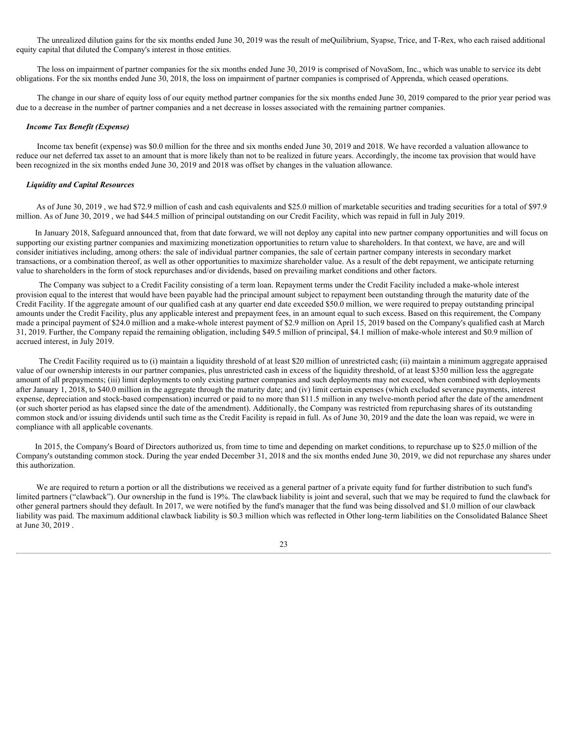The unrealized dilution gains for the six months ended June 30, 2019 was the result of meQuilibrium, Syapse, Trice, and T-Rex, who each raised additional equity capital that diluted the Company's interest in those entities.

The loss on impairment of partner companies for the six months ended June 30, 2019 is comprised of NovaSom, Inc., which was unable to service its debt obligations. For the six months ended June 30, 2018, the loss on impairment of partner companies is comprised of Apprenda, which ceased operations.

The change in our share of equity loss of our equity method partner companies for the six months ended June 30, 2019 compared to the prior year period was due to a decrease in the number of partner companies and a net decrease in losses associated with the remaining partner companies.

### *Income Tax Benefit (Expense)*

Income tax benefit (expense) was $0.0 million for the three and six months ended June 30, 2019 and 2018. We have recorded a valuation allowance to reduce our net deferred tax asset to an amount that is more likely than not to be realized in future years. Accordingly, the income tax provision that would have been recognized in the six months ended June 30, 2019 and 2018 was offset by changes in the valuation allowance.

### *Liquidity and Capital Resources*

As of June 30, 2019 , we had $72.9 million of cash and cash equivalents and $25.0 million of marketable securities and trading securities for a total of $97.9 million. As of June 30, 2019 , we had $44.5 million of principal outstanding on our Credit Facility, which was repaid in full in July 2019.

In January 2018, Safeguard announced that, from that date forward, we will not deploy any capital into new partner company opportunities and will focus on supporting our existing partner companies and maximizing monetization opportunities to return value to shareholders. In that context, we have, are and will consider initiatives including, among others: the sale of individual partner companies, the sale of certain partner company interests in secondary market transactions, or a combination thereof, as well as other opportunities to maximize shareholder value. As a result of the debt repayment, we anticipate returning value to shareholders in the form of stock repurchases and/or dividends, based on prevailing market conditions and other factors.

The Company was subject to a Credit Facility consisting of a term loan. Repayment terms under the Credit Facility included a make-whole interest provision equal to the interest that would have been payable had the principal amount subject to repayment been outstanding through the maturity date of the Credit Facility. If the aggregate amount of our qualified cash at any quarter end date exceeded $50.0 million, we were required to prepay outstanding principal amounts under the Credit Facility, plus any applicable interest and prepayment fees, in an amount equal to such excess. Based on this requirement, the Company made a principal payment of $24.0 million and a make-whole interest payment of $2.9 million on April 15, 2019 based on the Company's qualified cash at March 31, 2019. Further, the Company repaid the remaining obligation, including $49.5 million of principal, $4.1 million of make-whole interest and $0.9 million of accrued interest, in July 2019.

The Credit Facility required us to (i) maintain a liquidity threshold of at least $20 million of unrestricted cash; (ii) maintain a minimum aggregate appraised value of our ownership interests in our partner companies, plus unrestricted cash in excess of the liquidity threshold, of at least $350 million less the aggregate amount of all prepayments; (iii) limit deployments to only existing partner companies and such deployments may not exceed, when combined with deployments after January 1, 2018, to $40.0 million in the aggregate through the maturity date; and (iv) limit certain expenses (which excluded severance payments, interest expense, depreciation and stock-based compensation) incurred or paid to no more than $11.5 million in any twelve-month period after the date of the amendment (or such shorter period as has elapsed since the date of the amendment). Additionally, the Company was restricted from repurchasing shares of its outstanding common stock and/or issuing dividends until such time as the Credit Facility is repaid in full. As of June 30, 2019 and the date the loan was repaid, we were in compliance with all applicable covenants.

In 2015, the Company's Board of Directors authorized us, from time to time and depending on market conditions, to repurchase up to $25.0 million of the Company's outstanding common stock. During the year ended December 31, 2018 and the six months ended June 30, 2019, we did not repurchase any shares under this authorization.

We are required to return a portion or all the distributions we received as a general partner of a private equity fund for further distribution to such fund's limited partners ("clawback"). Our ownership in the fund is 19%. The clawback liability is joint and several, such that we may be required to fund the clawback for other general partners should they default. In 2017, we were notified by the fund's manager that the fund was being dissolved and $1.0 million of our clawback liability was paid. The maximum additional clawback liability is $0.3 million which was reflected in Other long-term liabilities on the Consolidated Balance Sheet at June 30, 2019 .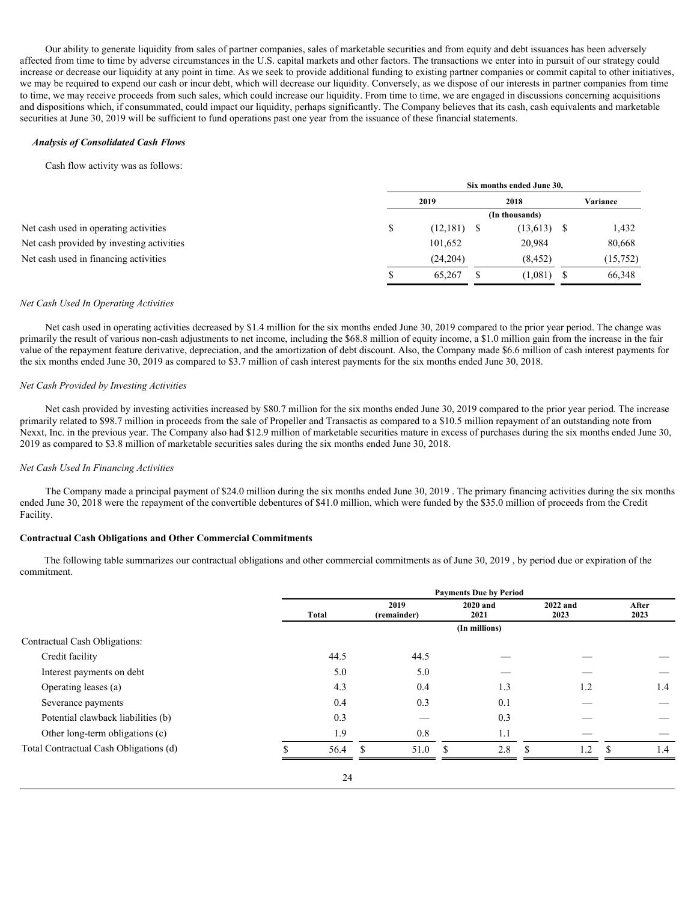Our ability to generate liquidity from sales of partner companies, sales of marketable securities and from equity and debt issuances has been adversely affected from time to time by adverse circumstances in the U.S. capital markets and other factors. The transactions we enter into in pursuit of our strategy could increase or decrease our liquidity at any point in time. As we seek to provide additional funding to existing partner companies or commit capital to other initiatives, we may be required to expend our cash or incur debt, which will decrease our liquidity. Conversely, as we dispose of our interests in partner companies from time to time, we may receive proceeds from such sales, which could increase our liquidity. From time to time, we are engaged in discussions concerning acquisitions and dispositions which, if consummated, could impact our liquidity, perhaps significantly. The Company believes that its cash, cash equivalents and marketable securities at June 30, 2019 will be sufficient to fund operations past one year from the issuance of these financial statements.

***Analysis of Consolidated Cash Flows***

Cash flow activity was as follows:

| | Six months ended June 30, | | |
|---|---|---|---|
| | 2019 | 2018 | Variance |
| | (In thousands) | | |
| Net cash used in operating activities | $ (12,181) | $ (13,613) | $ 1,432 |
| Net cash provided by investing activities | 101,652 | 20,984 | 80,668 |
| Net cash used in financing activities | (24,204) | (8,452) | (15,752) |
| | $ 65,267 | $ (1,081) | $ 66,348 |

*Net Cash Used In Operating Activities*

Net cash used in operating activities decreased by $1.4 million for the six months ended June 30, 2019 compared to the prior year period. The change was primarily the result of various non-cash adjustments to net income, including the $68.8 million of equity income, a $1.0 million gain from the increase in the fair value of the repayment feature derivative, depreciation, and the amortization of debt discount. Also, the Company made $6.6 million of cash interest payments for the six months ended June 30, 2019 as compared to $3.7 million of cash interest payments for the six months ended June 30, 2018.

*Net Cash Provided by Investing Activities*

Net cash provided by investing activities increased by $80.7 million for the six months ended June 30, 2019 compared to the prior year period. The increase primarily related to $98.7 million in proceeds from the sale of Propeller and Transactis as compared to a $10.5 million repayment of an outstanding note from Nexxt, Inc. in the previous year. The Company also had $12.9 million of marketable securities mature in excess of purchases during the six months ended June 30, 2019 as compared to $3.8 million of marketable securities sales during the six months ended June 30, 2018.

*Net Cash Used In Financing Activities*

The Company made a principal payment of $24.0 million during the six months ended June 30, 2019 . The primary financing activities during the six months ended June 30, 2018 were the repayment of the convertible debentures of $41.0 million, which were funded by the $35.0 million of proceeds from the Credit Facility.

**Contractual Cash Obligations and Other Commercial Commitments**

The following table summarizes our contractual obligations and other commercial commitments as of June 30, 2019 , by period due or expiration of the commitment.

| | Payments Due by Period | | | | |
|---|---|---|---|---|---|
| | Total | 2019 (remainder) | 2020 and 2021 | 2022 and 2023 | After 2023 |
| | (In millions) | | | | |
| Contractual Cash Obligations: | | | | | |
| Credit facility | 44.5 | 44.5 | — | — | — |
| Interest payments on debt | 5.0 | 5.0 | — | — | — |
| Operating leases (a) | 4.3 | 0.4 | 1.3 | 1.2 | 1.4 |
| Severance payments | 0.4 | 0.3 | 0.1 | — | — |
| Potential clawback liabilities (b) | 0.3 | — | 0.3 | — | — |
| Other long-term obligations (c) | 1.9 | 0.8 | 1.1 | — | — |
| Total Contractual Cash Obligations (d) | $ 56.4 | $ 51.0 | $ 2.8 | $ 1.2 | $ 1.4 |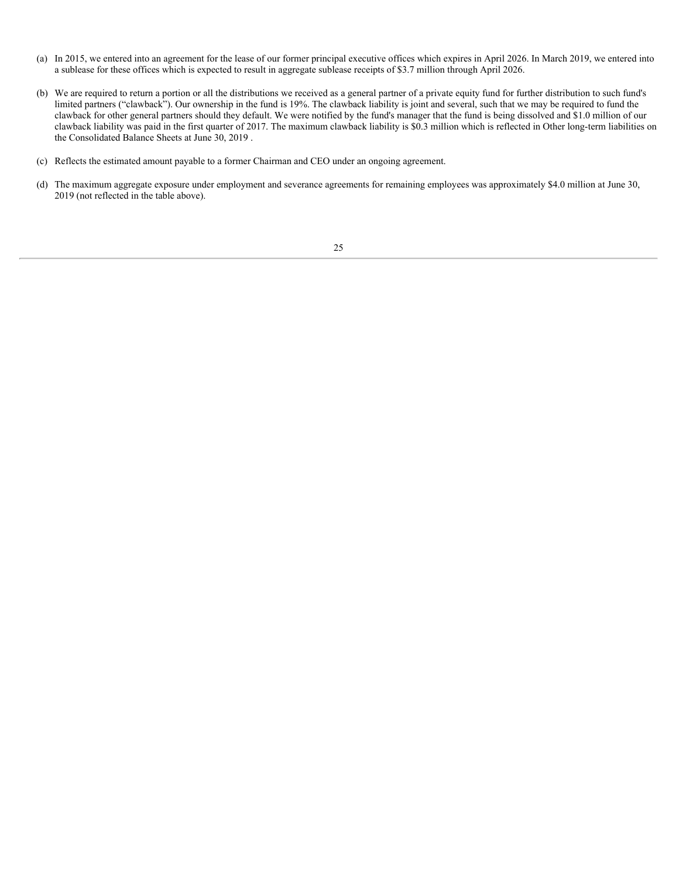(a) In 2015, we entered into an agreement for the lease of our former principal executive offices which expires in April 2026. In March 2019, we entered into a sublease for these offices which is expected to result in aggregate sublease receipts of $3.7 million through April 2026.

(b) We are required to return a portion or all the distributions we received as a general partner of a private equity fund for further distribution to such fund's limited partners ("clawback"). Our ownership in the fund is 19%. The clawback liability is joint and several, such that we may be required to fund the clawback for other general partners should they default. We were notified by the fund's manager that the fund is being dissolved and $1.0 million of our clawback liability was paid in the first quarter of 2017. The maximum clawback liability is $0.3 million which is reflected in Other long-term liabilities on the Consolidated Balance Sheets at June 30, 2019 .

(c) Reflects the estimated amount payable to a former Chairman and CEO under an ongoing agreement.

(d) The maximum aggregate exposure under employment and severance agreements for remaining employees was approximately $4.0 million at June 30, 2019 (not reflected in the table above).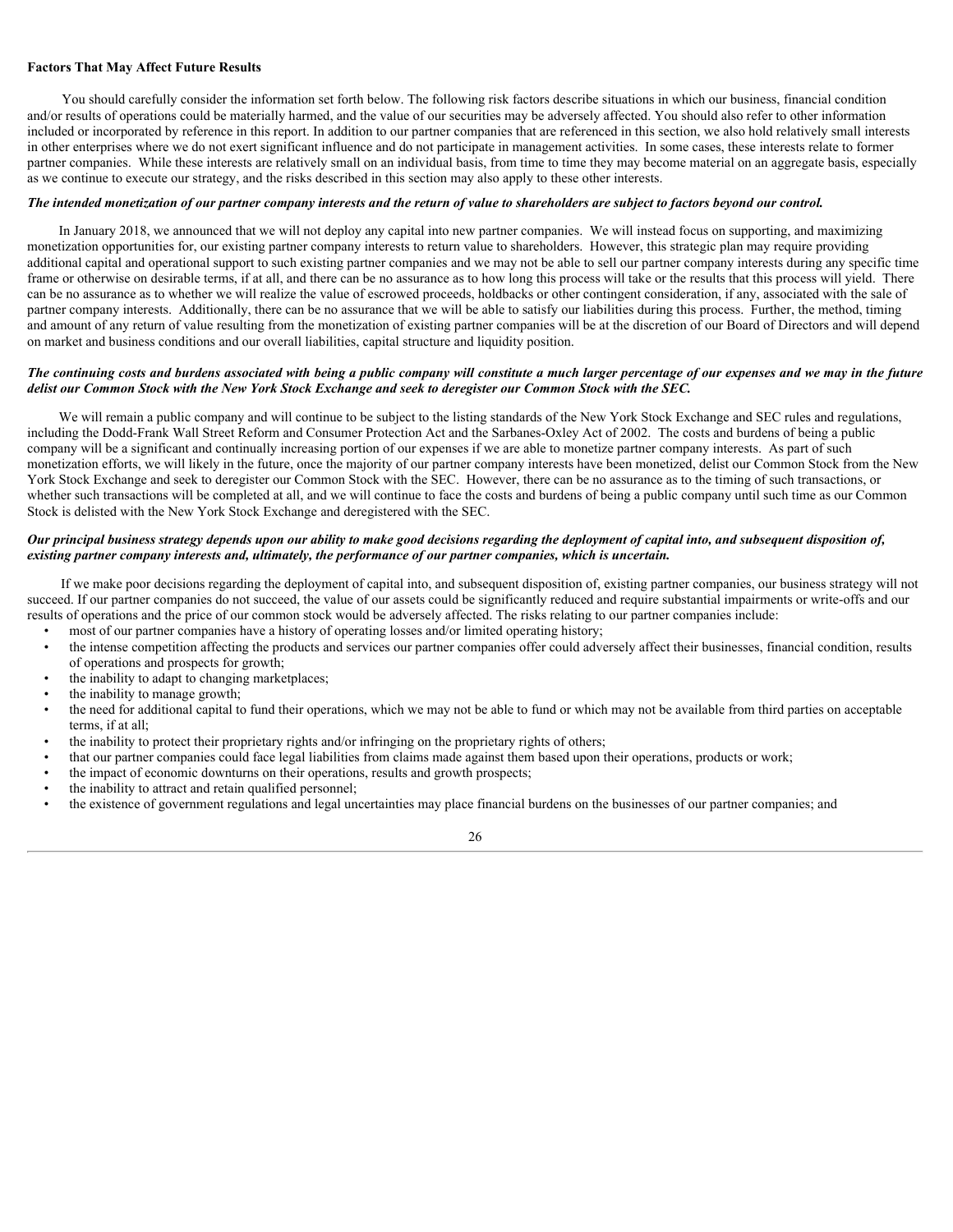**Factors That May Affect Future Results**

You should carefully consider the information set forth below. The following risk factors describe situations in which our business, financial condition and/or results of operations could be materially harmed, and the value of our securities may be adversely affected. You should also refer to other information included or incorporated by reference in this report. In addition to our partner companies that are referenced in this section, we also hold relatively small interests in other enterprises where we do not exert significant influence and do not participate in management activities. In some cases, these interests relate to former partner companies. While these interests are relatively small on an individual basis, from time to time they may become material on an aggregate basis, especially as we continue to execute our strategy, and the risks described in this section may also apply to these other interests.

***The intended monetization of our partner company interests and the return of value to shareholders are subject to factors beyond our control.***

In January 2018, we announced that we will not deploy any capital into new partner companies. We will instead focus on supporting, and maximizing monetization opportunities for, our existing partner company interests to return value to shareholders. However, this strategic plan may require providing additional capital and operational support to such existing partner companies and we may not be able to sell our partner company interests during any specific time frame or otherwise on desirable terms, if at all, and there can be no assurance as to how long this process will take or the results that this process will yield. There can be no assurance as to whether we will realize the value of escrowed proceeds, holdbacks or other contingent consideration, if any, associated with the sale of partner company interests. Additionally, there can be no assurance that we will be able to satisfy our liabilities during this process. Further, the method, timing and amount of any return of value resulting from the monetization of existing partner companies will be at the discretion of our Board of Directors and will depend on market and business conditions and our overall liabilities, capital structure and liquidity position.

***The continuing costs and burdens associated with being a public company will constitute a much larger percentage of our expenses and we may in the future delist our Common Stock with the New York Stock Exchange and seek to deregister our Common Stock with the SEC.***

We will remain a public company and will continue to be subject to the listing standards of the New York Stock Exchange and SEC rules and regulations, including the Dodd-Frank Wall Street Reform and Consumer Protection Act and the Sarbanes-Oxley Act of 2002. The costs and burdens of being a public company will be a significant and continually increasing portion of our expenses if we are able to monetize partner company interests. As part of such monetization efforts, we will likely in the future, once the majority of our partner company interests have been monetized, delist our Common Stock from the New York Stock Exchange and seek to deregister our Common Stock with the SEC. However, there can be no assurance as to the timing of such transactions, or whether such transactions will be completed at all, and we will continue to face the costs and burdens of being a public company until such time as our Common Stock is delisted with the New York Stock Exchange and deregistered with the SEC.

***Our principal business strategy depends upon our ability to make good decisions regarding the deployment of capital into, and subsequent disposition of, existing partner company interests and, ultimately, the performance of our partner companies, which is uncertain.***

If we make poor decisions regarding the deployment of capital into, and subsequent disposition of, existing partner companies, our business strategy will not succeed. If our partner companies do not succeed, the value of our assets could be significantly reduced and require substantial impairments or write-offs and our results of operations and the price of our common stock would be adversely affected. The risks relating to our partner companies include:

- most of our partner companies have a history of operating losses and/or limited operating history;
- the intense competition affecting the products and services our partner companies offer could adversely affect their businesses, financial condition, results of operations and prospects for growth;
- the inability to adapt to changing marketplaces;
- the inability to manage growth;
- the need for additional capital to fund their operations, which we may not be able to fund or which may not be available from third parties on acceptable terms, if at all;
- the inability to protect their proprietary rights and/or infringing on the proprietary rights of others;
- that our partner companies could face legal liabilities from claims made against them based upon their operations, products or work;
- the impact of economic downturns on their operations, results and growth prospects;
- the inability to attract and retain qualified personnel;
- the existence of government regulations and legal uncertainties may place financial burdens on the businesses of our partner companies; and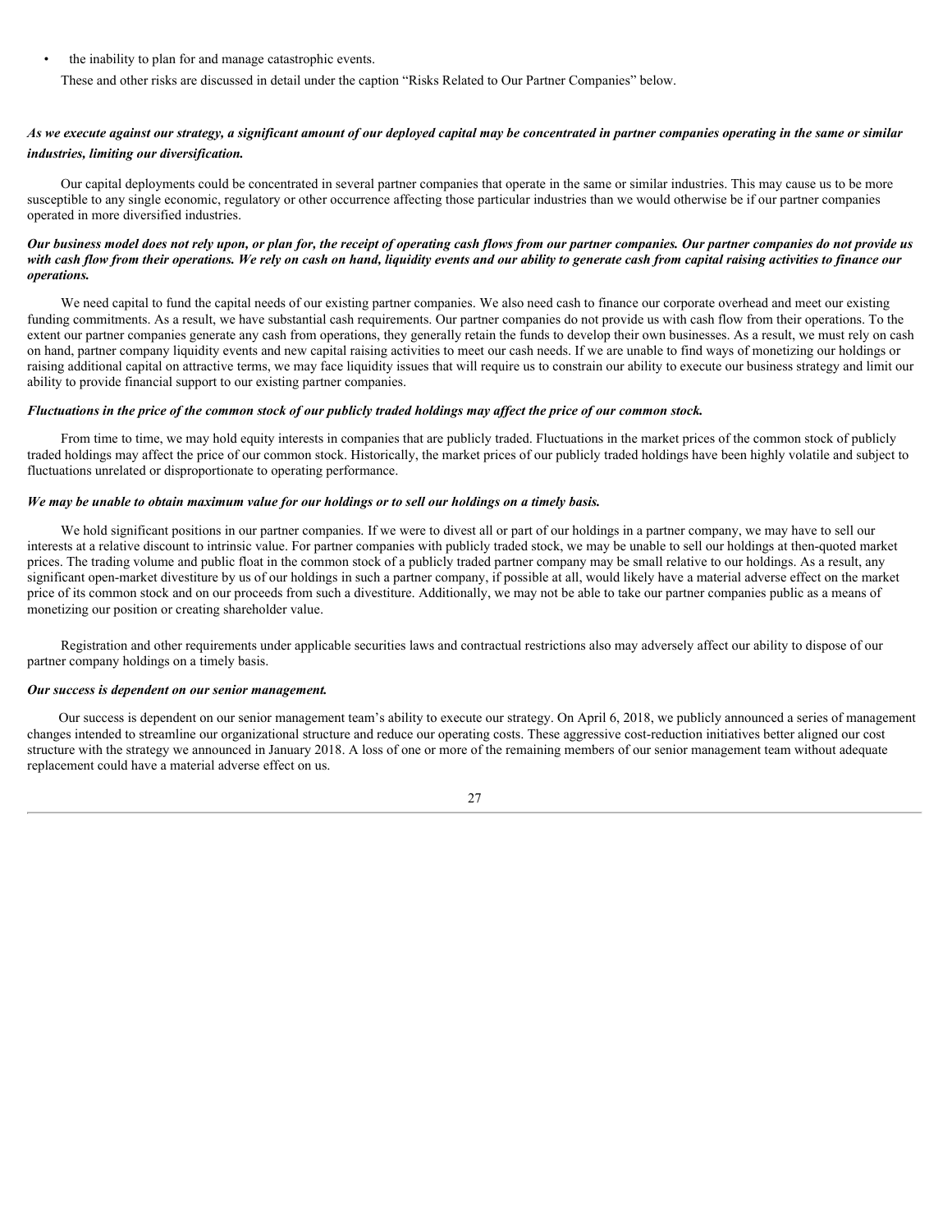- the inability to plan for and manage catastrophic events.

These and other risks are discussed in detail under the caption "Risks Related to Our Partner Companies" below.

***As we execute against our strategy, a significant amount of our deployed capital may be concentrated in partner companies operating in the same or similar industries, limiting our diversification.***

Our capital deployments could be concentrated in several partner companies that operate in the same or similar industries. This may cause us to be more susceptible to any single economic, regulatory or other occurrence affecting those particular industries than we would otherwise be if our partner companies operated in more diversified industries.

***Our business model does not rely upon, or plan for, the receipt of operating cash flows from our partner companies. Our partner companies do not provide us with cash flow from their operations. We rely on cash on hand, liquidity events and our ability to generate cash from capital raising activities to finance our operations.***

We need capital to fund the capital needs of our existing partner companies. We also need cash to finance our corporate overhead and meet our existing funding commitments. As a result, we have substantial cash requirements. Our partner companies do not provide us with cash flow from their operations. To the extent our partner companies generate any cash from operations, they generally retain the funds to develop their own businesses. As a result, we must rely on cash on hand, partner company liquidity events and new capital raising activities to meet our cash needs. If we are unable to find ways of monetizing our holdings or raising additional capital on attractive terms, we may face liquidity issues that will require us to constrain our ability to execute our business strategy and limit our ability to provide financial support to our existing partner companies.

***Fluctuations in the price of the common stock of our publicly traded holdings may affect the price of our common stock.***

From time to time, we may hold equity interests in companies that are publicly traded. Fluctuations in the market prices of the common stock of publicly traded holdings may affect the price of our common stock. Historically, the market prices of our publicly traded holdings have been highly volatile and subject to fluctuations unrelated or disproportionate to operating performance.

***We may be unable to obtain maximum value for our holdings or to sell our holdings on a timely basis.***

We hold significant positions in our partner companies. If we were to divest all or part of our holdings in a partner company, we may have to sell our interests at a relative discount to intrinsic value. For partner companies with publicly traded stock, we may be unable to sell our holdings at then-quoted market prices. The trading volume and public float in the common stock of a publicly traded partner company may be small relative to our holdings. As a result, any significant open-market divestiture by us of our holdings in such a partner company, if possible at all, would likely have a material adverse effect on the market price of its common stock and on our proceeds from such a divestiture. Additionally, we may not be able to take our partner companies public as a means of monetizing our position or creating shareholder value.

Registration and other requirements under applicable securities laws and contractual restrictions also may adversely affect our ability to dispose of our partner company holdings on a timely basis.

***Our success is dependent on our senior management.***

Our success is dependent on our senior management team's ability to execute our strategy. On April 6, 2018, we publicly announced a series of management changes intended to streamline our organizational structure and reduce our operating costs. These aggressive cost-reduction initiatives better aligned our cost structure with the strategy we announced in January 2018. A loss of one or more of the remaining members of our senior management team without adequate replacement could have a material adverse effect on us.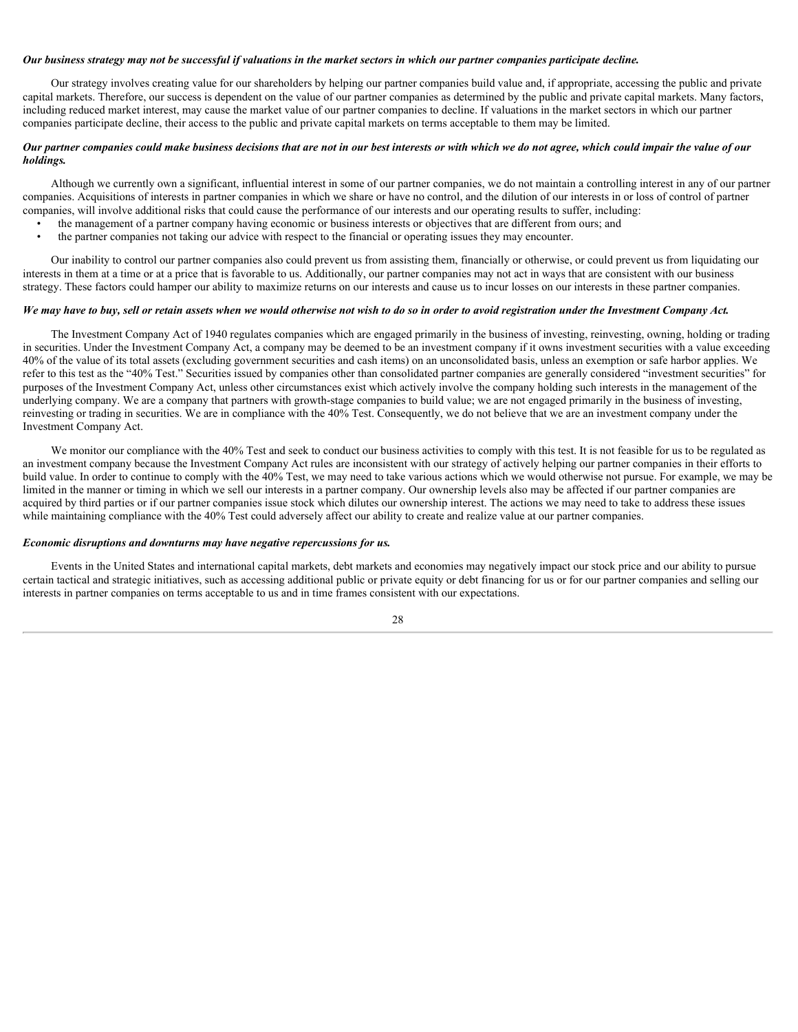***Our business strategy may not be successful if valuations in the market sectors in which our partner companies participate decline.***

Our strategy involves creating value for our shareholders by helping our partner companies build value and, if appropriate, accessing the public and private capital markets. Therefore, our success is dependent on the value of our partner companies as determined by the public and private capital markets. Many factors, including reduced market interest, may cause the market value of our partner companies to decline. If valuations in the market sectors in which our partner companies participate decline, their access to the public and private capital markets on terms acceptable to them may be limited.

***Our partner companies could make business decisions that are not in our best interests or with which we do not agree, which could impair the value of our holdings.***

Although we currently own a significant, influential interest in some of our partner companies, we do not maintain a controlling interest in any of our partner companies. Acquisitions of interests in partner companies in which we share or have no control, and the dilution of our interests in or loss of control of partner companies, will involve additional risks that could cause the performance of our interests and our operating results to suffer, including:

- the management of a partner company having economic or business interests or objectives that are different from ours; and
- the partner companies not taking our advice with respect to the financial or operating issues they may encounter.

Our inability to control our partner companies also could prevent us from assisting them, financially or otherwise, or could prevent us from liquidating our interests in them at a time or at a price that is favorable to us. Additionally, our partner companies may not act in ways that are consistent with our business strategy. These factors could hamper our ability to maximize returns on our interests and cause us to incur losses on our interests in these partner companies.

***We may have to buy, sell or retain assets when we would otherwise not wish to do so in order to avoid registration under the Investment Company Act.***

The Investment Company Act of 1940 regulates companies which are engaged primarily in the business of investing, reinvesting, owning, holding or trading in securities. Under the Investment Company Act, a company may be deemed to be an investment company if it owns investment securities with a value exceeding 40% of the value of its total assets (excluding government securities and cash items) on an unconsolidated basis, unless an exemption or safe harbor applies. We refer to this test as the "40% Test." Securities issued by companies other than consolidated partner companies are generally considered "investment securities" for purposes of the Investment Company Act, unless other circumstances exist which actively involve the company holding such interests in the management of the underlying company. We are a company that partners with growth-stage companies to build value; we are not engaged primarily in the business of investing, reinvesting or trading in securities. We are in compliance with the 40% Test. Consequently, we do not believe that we are an investment company under the Investment Company Act.

We monitor our compliance with the 40% Test and seek to conduct our business activities to comply with this test. It is not feasible for us to be regulated as an investment company because the Investment Company Act rules are inconsistent with our strategy of actively helping our partner companies in their efforts to build value. In order to continue to comply with the 40% Test, we may need to take various actions which we would otherwise not pursue. For example, we may be limited in the manner or timing in which we sell our interests in a partner company. Our ownership levels also may be affected if our partner companies are acquired by third parties or if our partner companies issue stock which dilutes our ownership interest. The actions we may need to take to address these issues while maintaining compliance with the 40% Test could adversely affect our ability to create and realize value at our partner companies.

***Economic disruptions and downturns may have negative repercussions for us.***

Events in the United States and international capital markets, debt markets and economies may negatively impact our stock price and our ability to pursue certain tactical and strategic initiatives, such as accessing additional public or private equity or debt financing for us or for our partner companies and selling our interests in partner companies on terms acceptable to us and in time frames consistent with our expectations.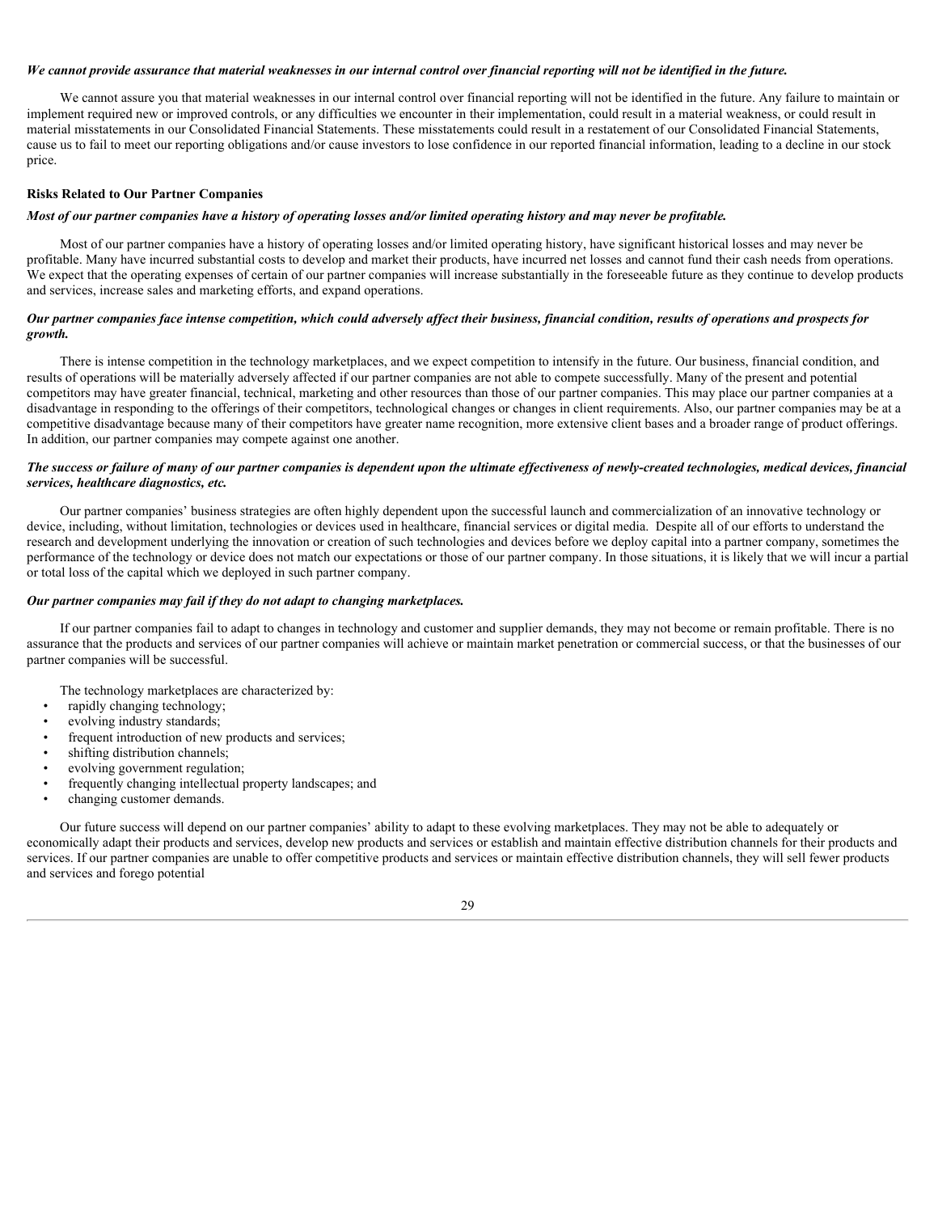***We cannot provide assurance that material weaknesses in our internal control over financial reporting will not be identified in the future.***

We cannot assure you that material weaknesses in our internal control over financial reporting will not be identified in the future. Any failure to maintain or implement required new or improved controls, or any difficulties we encounter in their implementation, could result in a material weakness, or could result in material misstatements in our Consolidated Financial Statements. These misstatements could result in a restatement of our Consolidated Financial Statements, cause us to fail to meet our reporting obligations and/or cause investors to lose confidence in our reported financial information, leading to a decline in our stock price.

**Risks Related to Our Partner Companies**

***Most of our partner companies have a history of operating losses and/or limited operating history and may never be profitable.***

Most of our partner companies have a history of operating losses and/or limited operating history, have significant historical losses and may never be profitable. Many have incurred substantial costs to develop and market their products, have incurred net losses and cannot fund their cash needs from operations. We expect that the operating expenses of certain of our partner companies will increase substantially in the foreseeable future as they continue to develop products and services, increase sales and marketing efforts, and expand operations.

***Our partner companies face intense competition, which could adversely affect their business, financial condition, results of operations and prospects for growth.***

There is intense competition in the technology marketplaces, and we expect competition to intensify in the future. Our business, financial condition, and results of operations will be materially adversely affected if our partner companies are not able to compete successfully. Many of the present and potential competitors may have greater financial, technical, marketing and other resources than those of our partner companies. This may place our partner companies at a disadvantage in responding to the offerings of their competitors, technological changes or changes in client requirements. Also, our partner companies may be at a competitive disadvantage because many of their competitors have greater name recognition, more extensive client bases and a broader range of product offerings. In addition, our partner companies may compete against one another.

***The success or failure of many of our partner companies is dependent upon the ultimate effectiveness of newly-created technologies, medical devices, financial services, healthcare diagnostics, etc.***

Our partner companies' business strategies are often highly dependent upon the successful launch and commercialization of an innovative technology or device, including, without limitation, technologies or devices used in healthcare, financial services or digital media. Despite all of our efforts to understand the research and development underlying the innovation or creation of such technologies and devices before we deploy capital into a partner company, sometimes the performance of the technology or device does not match our expectations or those of our partner company. In those situations, it is likely that we will incur a partial or total loss of the capital which we deployed in such partner company.

***Our partner companies may fail if they do not adapt to changing marketplaces.***

If our partner companies fail to adapt to changes in technology and customer and supplier demands, they may not become or remain profitable. There is no assurance that the products and services of our partner companies will achieve or maintain market penetration or commercial success, or that the businesses of our partner companies will be successful.

The technology marketplaces are characterized by:

- rapidly changing technology;
- evolving industry standards;
- frequent introduction of new products and services;
- shifting distribution channels;
- evolving government regulation;
- frequently changing intellectual property landscapes; and
- changing customer demands.

Our future success will depend on our partner companies' ability to adapt to these evolving marketplaces. They may not be able to adequately or economically adapt their products and services, develop new products and services or establish and maintain effective distribution channels for their products and services. If our partner companies are unable to offer competitive products and services or maintain effective distribution channels, they will sell fewer products and services and forego potential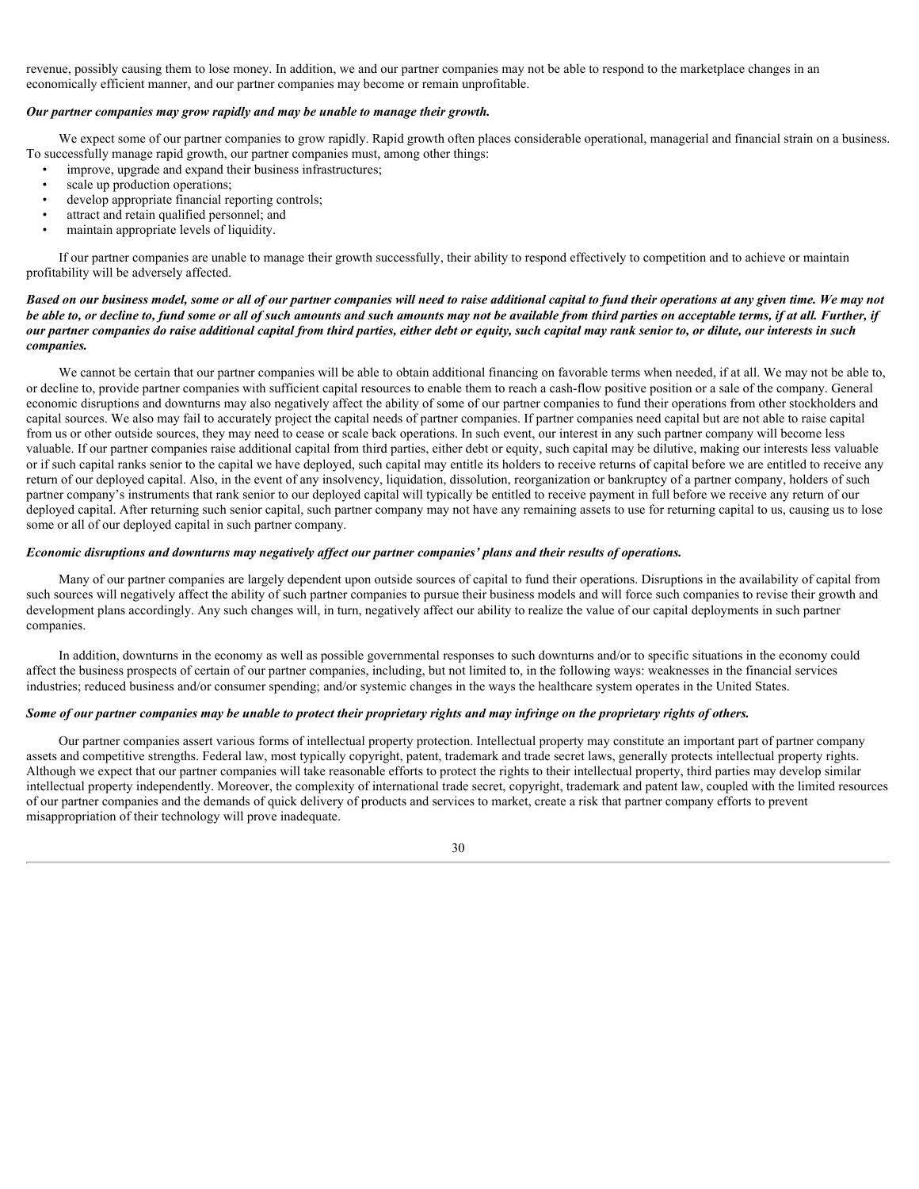revenue, possibly causing them to lose money. In addition, we and our partner companies may not be able to respond to the marketplace changes in an economically efficient manner, and our partner companies may become or remain unprofitable.

***Our partner companies may grow rapidly and may be unable to manage their growth.***

We expect some of our partner companies to grow rapidly. Rapid growth often places considerable operational, managerial and financial strain on a business. To successfully manage rapid growth, our partner companies must, among other things:

- improve, upgrade and expand their business infrastructures;
- scale up production operations;
- develop appropriate financial reporting controls;
- attract and retain qualified personnel; and
- maintain appropriate levels of liquidity.

If our partner companies are unable to manage their growth successfully, their ability to respond effectively to competition and to achieve or maintain profitability will be adversely affected.

***Based on our business model, some or all of our partner companies will need to raise additional capital to fund their operations at any given time. We may not be able to, or decline to, fund some or all of such amounts and such amounts may not be available from third parties on acceptable terms, if at all. Further, if our partner companies do raise additional capital from third parties, either debt or equity, such capital may rank senior to, or dilute, our interests in such companies.***

We cannot be certain that our partner companies will be able to obtain additional financing on favorable terms when needed, if at all. We may not be able to, or decline to, provide partner companies with sufficient capital resources to enable them to reach a cash-flow positive position or a sale of the company. General economic disruptions and downturns may also negatively affect the ability of some of our partner companies to fund their operations from other stockholders and capital sources. We also may fail to accurately project the capital needs of partner companies. If partner companies need capital but are not able to raise capital from us or other outside sources, they may need to cease or scale back operations. In such event, our interest in any such partner company will become less valuable. If our partner companies raise additional capital from third parties, either debt or equity, such capital may be dilutive, making our interests less valuable or if such capital ranks senior to the capital we have deployed, such capital may entitle its holders to receive returns of capital before we are entitled to receive any return of our deployed capital. Also, in the event of any insolvency, liquidation, dissolution, reorganization or bankruptcy of a partner company, holders of such partner company's instruments that rank senior to our deployed capital will typically be entitled to receive payment in full before we receive any return of our deployed capital. After returning such senior capital, such partner company may not have any remaining assets to use for returning capital to us, causing us to lose some or all of our deployed capital in such partner company.

***Economic disruptions and downturns may negatively affect our partner companies' plans and their results of operations.***

Many of our partner companies are largely dependent upon outside sources of capital to fund their operations. Disruptions in the availability of capital from such sources will negatively affect the ability of such partner companies to pursue their business models and will force such companies to revise their growth and development plans accordingly. Any such changes will, in turn, negatively affect our ability to realize the value of our capital deployments in such partner companies.

In addition, downturns in the economy as well as possible governmental responses to such downturns and/or to specific situations in the economy could affect the business prospects of certain of our partner companies, including, but not limited to, in the following ways: weaknesses in the financial services industries; reduced business and/or consumer spending; and/or systemic changes in the ways the healthcare system operates in the United States.

***Some of our partner companies may be unable to protect their proprietary rights and may infringe on the proprietary rights of others.***

Our partner companies assert various forms of intellectual property protection. Intellectual property may constitute an important part of partner company assets and competitive strengths. Federal law, most typically copyright, patent, trademark and trade secret laws, generally protects intellectual property rights. Although we expect that our partner companies will take reasonable efforts to protect the rights to their intellectual property, third parties may develop similar intellectual property independently. Moreover, the complexity of international trade secret, copyright, trademark and patent law, coupled with the limited resources of our partner companies and the demands of quick delivery of products and services to market, create a risk that partner company efforts to prevent misappropriation of their technology will prove inadequate.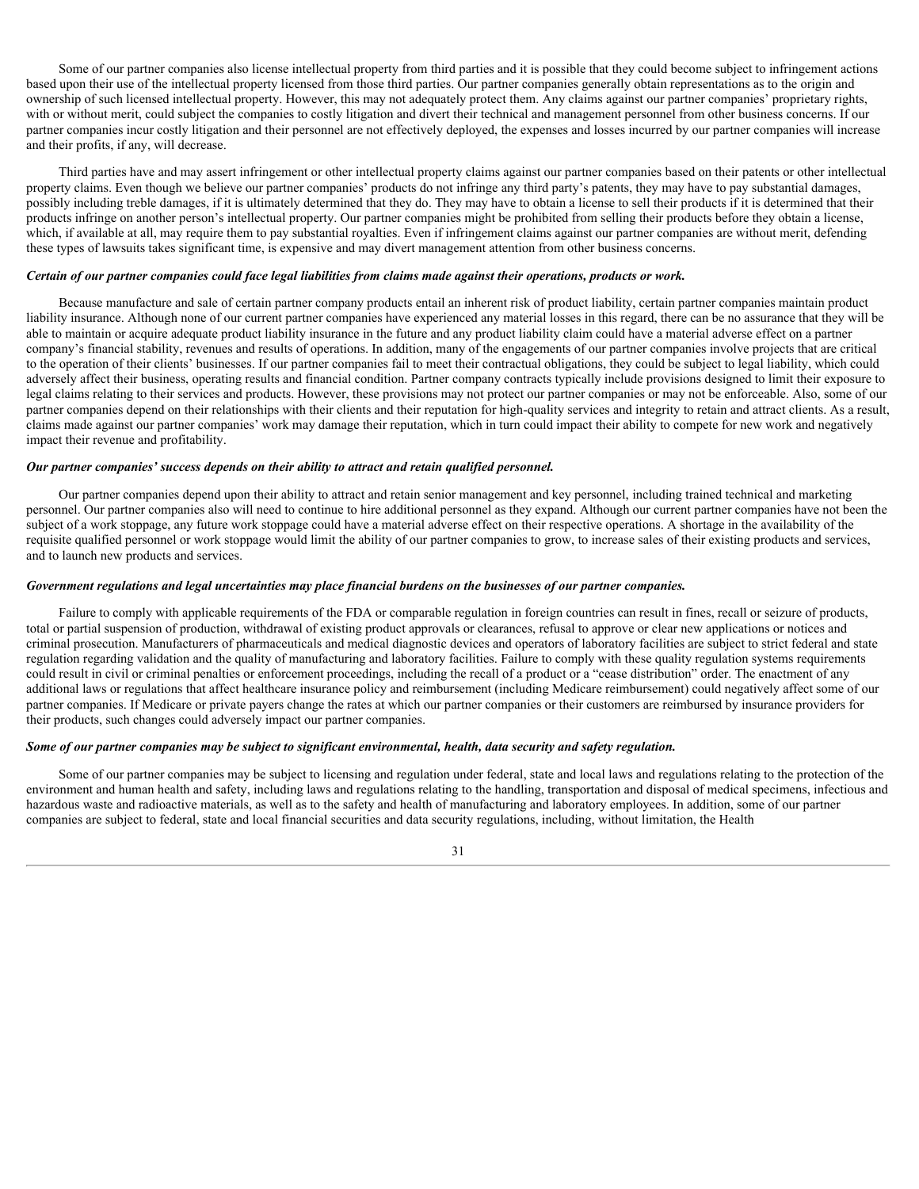Some of our partner companies also license intellectual property from third parties and it is possible that they could become subject to infringement actions based upon their use of the intellectual property licensed from those third parties. Our partner companies generally obtain representations as to the origin and ownership of such licensed intellectual property. However, this may not adequately protect them. Any claims against our partner companies' proprietary rights, with or without merit, could subject the companies to costly litigation and divert their technical and management personnel from other business concerns. If our partner companies incur costly litigation and their personnel are not effectively deployed, the expenses and losses incurred by our partner companies will increase and their profits, if any, will decrease.

Third parties have and may assert infringement or other intellectual property claims against our partner companies based on their patents or other intellectual property claims. Even though we believe our partner companies' products do not infringe any third party's patents, they may have to pay substantial damages, possibly including treble damages, if it is ultimately determined that they do. They may have to obtain a license to sell their products if it is determined that their products infringe on another person's intellectual property. Our partner companies might be prohibited from selling their products before they obtain a license, which, if available at all, may require them to pay substantial royalties. Even if infringement claims against our partner companies are without merit, defending these types of lawsuits takes significant time, is expensive and may divert management attention from other business concerns.

***Certain of our partner companies could face legal liabilities from claims made against their operations, products or work.***

Because manufacture and sale of certain partner company products entail an inherent risk of product liability, certain partner companies maintain product liability insurance. Although none of our current partner companies have experienced any material losses in this regard, there can be no assurance that they will be able to maintain or acquire adequate product liability insurance in the future and any product liability claim could have a material adverse effect on a partner company's financial stability, revenues and results of operations. In addition, many of the engagements of our partner companies involve projects that are critical to the operation of their clients' businesses. If our partner companies fail to meet their contractual obligations, they could be subject to legal liability, which could adversely affect their business, operating results and financial condition. Partner company contracts typically include provisions designed to limit their exposure to legal claims relating to their services and products. However, these provisions may not protect our partner companies or may not be enforceable. Also, some of our partner companies depend on their relationships with their clients and their reputation for high-quality services and integrity to retain and attract clients. As a result, claims made against our partner companies' work may damage their reputation, which in turn could impact their ability to compete for new work and negatively impact their revenue and profitability.

***Our partner companies' success depends on their ability to attract and retain qualified personnel.***

Our partner companies depend upon their ability to attract and retain senior management and key personnel, including trained technical and marketing personnel. Our partner companies also will need to continue to hire additional personnel as they expand. Although our current partner companies have not been the subject of a work stoppage, any future work stoppage could have a material adverse effect on their respective operations. A shortage in the availability of the requisite qualified personnel or work stoppage would limit the ability of our partner companies to grow, to increase sales of their existing products and services, and to launch new products and services.

***Government regulations and legal uncertainties may place financial burdens on the businesses of our partner companies.***

Failure to comply with applicable requirements of the FDA or comparable regulation in foreign countries can result in fines, recall or seizure of products, total or partial suspension of production, withdrawal of existing product approvals or clearances, refusal to approve or clear new applications or notices and criminal prosecution. Manufacturers of pharmaceuticals and medical diagnostic devices and operators of laboratory facilities are subject to strict federal and state regulation regarding validation and the quality of manufacturing and laboratory facilities. Failure to comply with these quality regulation systems requirements could result in civil or criminal penalties or enforcement proceedings, including the recall of a product or a "cease distribution" order. The enactment of any additional laws or regulations that affect healthcare insurance policy and reimbursement (including Medicare reimbursement) could negatively affect some of our partner companies. If Medicare or private payers change the rates at which our partner companies or their customers are reimbursed by insurance providers for their products, such changes could adversely impact our partner companies.

***Some of our partner companies may be subject to significant environmental, health, data security and safety regulation.***

Some of our partner companies may be subject to licensing and regulation under federal, state and local laws and regulations relating to the protection of the environment and human health and safety, including laws and regulations relating to the handling, transportation and disposal of medical specimens, infectious and hazardous waste and radioactive materials, as well as to the safety and health of manufacturing and laboratory employees. In addition, some of our partner companies are subject to federal, state and local financial securities and data security regulations, including, without limitation, the Health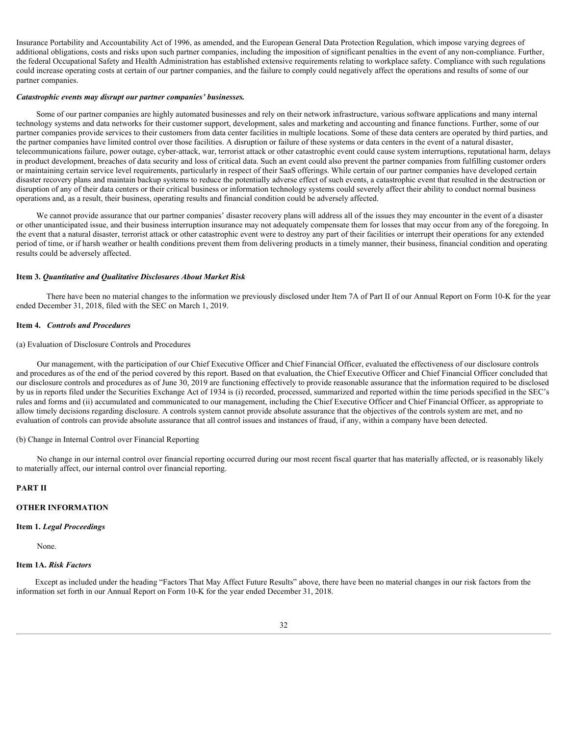Insurance Portability and Accountability Act of 1996, as amended, and the European General Data Protection Regulation, which impose varying degrees of additional obligations, costs and risks upon such partner companies, including the imposition of significant penalties in the event of any non-compliance. Further, the federal Occupational Safety and Health Administration has established extensive requirements relating to workplace safety. Compliance with such regulations could increase operating costs at certain of our partner companies, and the failure to comply could negatively affect the operations and results of some of our partner companies.

***Catastrophic events may disrupt our partner companies' businesses.***

Some of our partner companies are highly automated businesses and rely on their network infrastructure, various software applications and many internal technology systems and data networks for their customer support, development, sales and marketing and accounting and finance functions. Further, some of our partner companies provide services to their customers from data center facilities in multiple locations. Some of these data centers are operated by third parties, and the partner companies have limited control over those facilities. A disruption or failure of these systems or data centers in the event of a natural disaster, telecommunications failure, power outage, cyber-attack, war, terrorist attack or other catastrophic event could cause system interruptions, reputational harm, delays in product development, breaches of data security and loss of critical data. Such an event could also prevent the partner companies from fulfilling customer orders or maintaining certain service level requirements, particularly in respect of their SaaS offerings. While certain of our partner companies have developed certain disaster recovery plans and maintain backup systems to reduce the potentially adverse effect of such events, a catastrophic event that resulted in the destruction or disruption of any of their data centers or their critical business or information technology systems could severely affect their ability to conduct normal business operations and, as a result, their business, operating results and financial condition could be adversely affected.

We cannot provide assurance that our partner companies' disaster recovery plans will address all of the issues they may encounter in the event of a disaster or other unanticipated issue, and their business interruption insurance may not adequately compensate them for losses that may occur from any of the foregoing. In the event that a natural disaster, terrorist attack or other catastrophic event were to destroy any part of their facilities or interrupt their operations for any extended period of time, or if harsh weather or health conditions prevent them from delivering products in a timely manner, their business, financial condition and operating results could be adversely affected.

#### Item 3. *Quantitative and Qualitative Disclosures About Market Risk*

There have been no material changes to the information we previously disclosed under Item 7A of Part II of our Annual Report on Form 10-K for the year ended December 31, 2018, filed with the SEC on March 1, 2019.

#### Item 4. *Controls and Procedures*

(a) Evaluation of Disclosure Controls and Procedures

Our management, with the participation of our Chief Executive Officer and Chief Financial Officer, evaluated the effectiveness of our disclosure controls and procedures as of the end of the period covered by this report. Based on that evaluation, the Chief Executive Officer and Chief Financial Officer concluded that our disclosure controls and procedures as of June 30, 2019 are functioning effectively to provide reasonable assurance that the information required to be disclosed by us in reports filed under the Securities Exchange Act of 1934 is (i) recorded, processed, summarized and reported within the time periods specified in the SEC's rules and forms and (ii) accumulated and communicated to our management, including the Chief Executive Officer and Chief Financial Officer, as appropriate to allow timely decisions regarding disclosure. A controls system cannot provide absolute assurance that the objectives of the controls system are met, and no evaluation of controls can provide absolute assurance that all control issues and instances of fraud, if any, within a company have been detected.

(b) Change in Internal Control over Financial Reporting

No change in our internal control over financial reporting occurred during our most recent fiscal quarter that has materially affected, or is reasonably likely to materially affect, our internal control over financial reporting.

## PART II

## OTHER INFORMATION

#### Item 1. *Legal Proceedings*

None.

#### Item 1A. *Risk Factors*

Except as included under the heading "Factors That May Affect Future Results" above, there have been no material changes in our risk factors from the information set forth in our Annual Report on Form 10-K for the year ended December 31, 2018.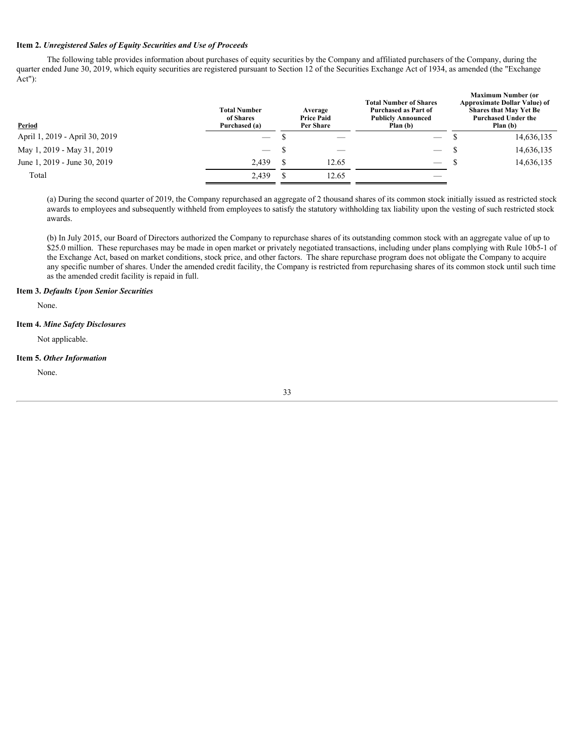### Item 2. *Unregistered Sales of Equity Securities and Use of Proceeds*

The following table provides information about purchases of equity securities by the Company and affiliated purchasers of the Company, during the quarter ended June 30, 2019, which equity securities are registered pursuant to Section 12 of the Securities Exchange Act of 1934, as amended (the "Exchange Act"):

| Period | Total Number of Shares Purchased (a) | Average Price Paid Per Share | Total Number of Shares Purchased as Part of Publicly Announced Plan (b) | Maximum Number (or Approximate Dollar Value) of Shares that May Yet Be Purchased Under the Plan (b) |
|---|---|---|---|---|
| April 1, 2019 - April 30, 2019 | — | $ — | — | $ 14,636,135 |
| May 1, 2019 - May 31, 2019 | — | $ — | — | $ 14,636,135 |
| June 1, 2019 - June 30, 2019 | 2,439 | $ 12.65 | — | $ 14,636,135 |
| Total | 2,439 | $ 12.65 | — | |

(a) During the second quarter of 2019, the Company repurchased an aggregate of 2 thousand shares of its common stock initially issued as restricted stock awards to employees and subsequently withheld from employees to satisfy the statutory withholding tax liability upon the vesting of such restricted stock awards.

(b) In July 2015, our Board of Directors authorized the Company to repurchase shares of its outstanding common stock with an aggregate value of up to $25.0 million. These repurchases may be made in open market or privately negotiated transactions, including under plans complying with Rule 10b5-1 of the Exchange Act, based on market conditions, stock price, and other factors. The share repurchase program does not obligate the Company to acquire any specific number of shares. Under the amended credit facility, the Company is restricted from repurchasing shares of its common stock until such time as the amended credit facility is repaid in full.

### Item 3. *Defaults Upon Senior Securities*

None.

### Item 4. *Mine Safety Disclosures*

Not applicable.

### Item 5. *Other Information*

None.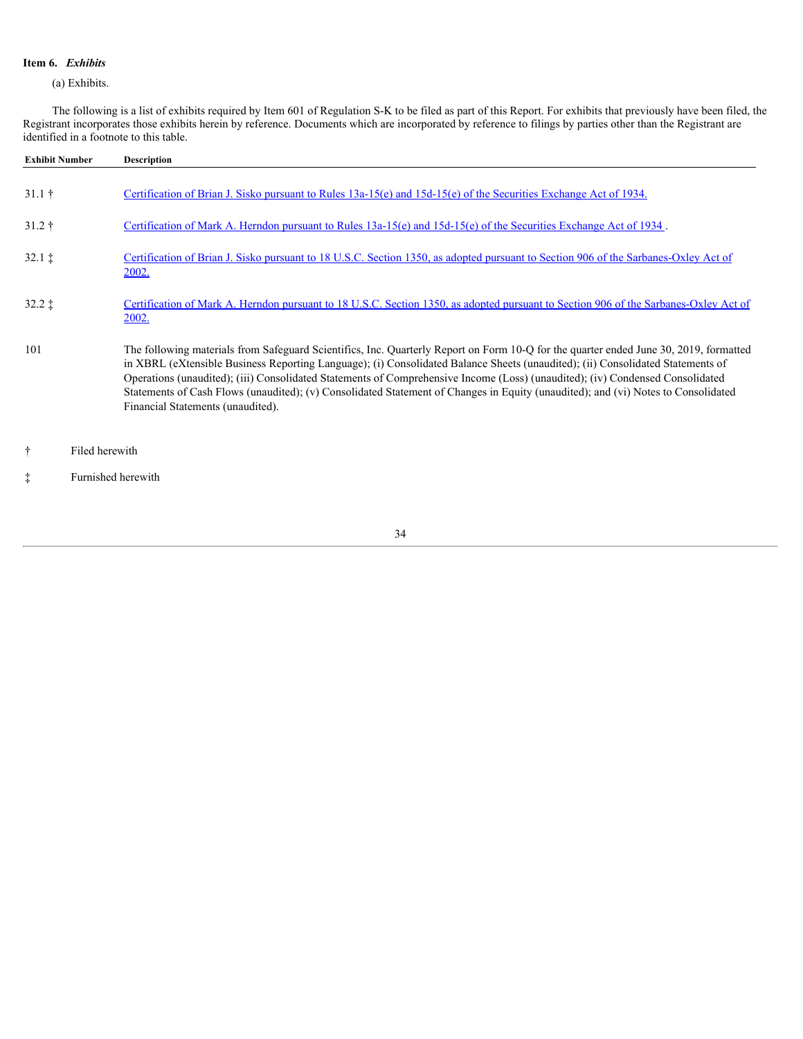**Item 6.** ***Exhibits***

(a) Exhibits.

The following is a list of exhibits required by Item 601 of Regulation S-K to be filed as part of this Report. For exhibits that previously have been filed, the Registrant incorporates those exhibits herein by reference. Documents which are incorporated by reference to filings by parties other than the Registrant are identified in a footnote to this table.

| Exhibit Number | Description |
| --- | --- |
| 31.1 † | Certification of Brian J. Sisko pursuant to Rules 13a-15(e) and 15d-15(e) of the Securities Exchange Act of 1934. |
| 31.2 † | Certification of Mark A. Herndon pursuant to Rules 13a-15(e) and 15d-15(e) of the Securities Exchange Act of 1934 . |
| 32.1 ‡ | Certification of Brian J. Sisko pursuant to 18 U.S.C. Section 1350, as adopted pursuant to Section 906 of the Sarbanes-Oxley Act of 2002. |
| 32.2 ‡ | Certification of Mark A. Herndon pursuant to 18 U.S.C. Section 1350, as adopted pursuant to Section 906 of the Sarbanes-Oxley Act of 2002. |
| 101 | The following materials from Safeguard Scientifics, Inc. Quarterly Report on Form 10-Q for the quarter ended June 30, 2019, formatted in XBRL (eXtensible Business Reporting Language); (i) Consolidated Balance Sheets (unaudited); (ii) Consolidated Statements of Operations (unaudited); (iii) Consolidated Statements of Comprehensive Income (Loss) (unaudited); (iv) Condensed Consolidated Statements of Cash Flows (unaudited); (v) Consolidated Statement of Changes in Equity (unaudited); and (vi) Notes to Consolidated Financial Statements (unaudited). |

† Filed herewith

‡ Furnished herewith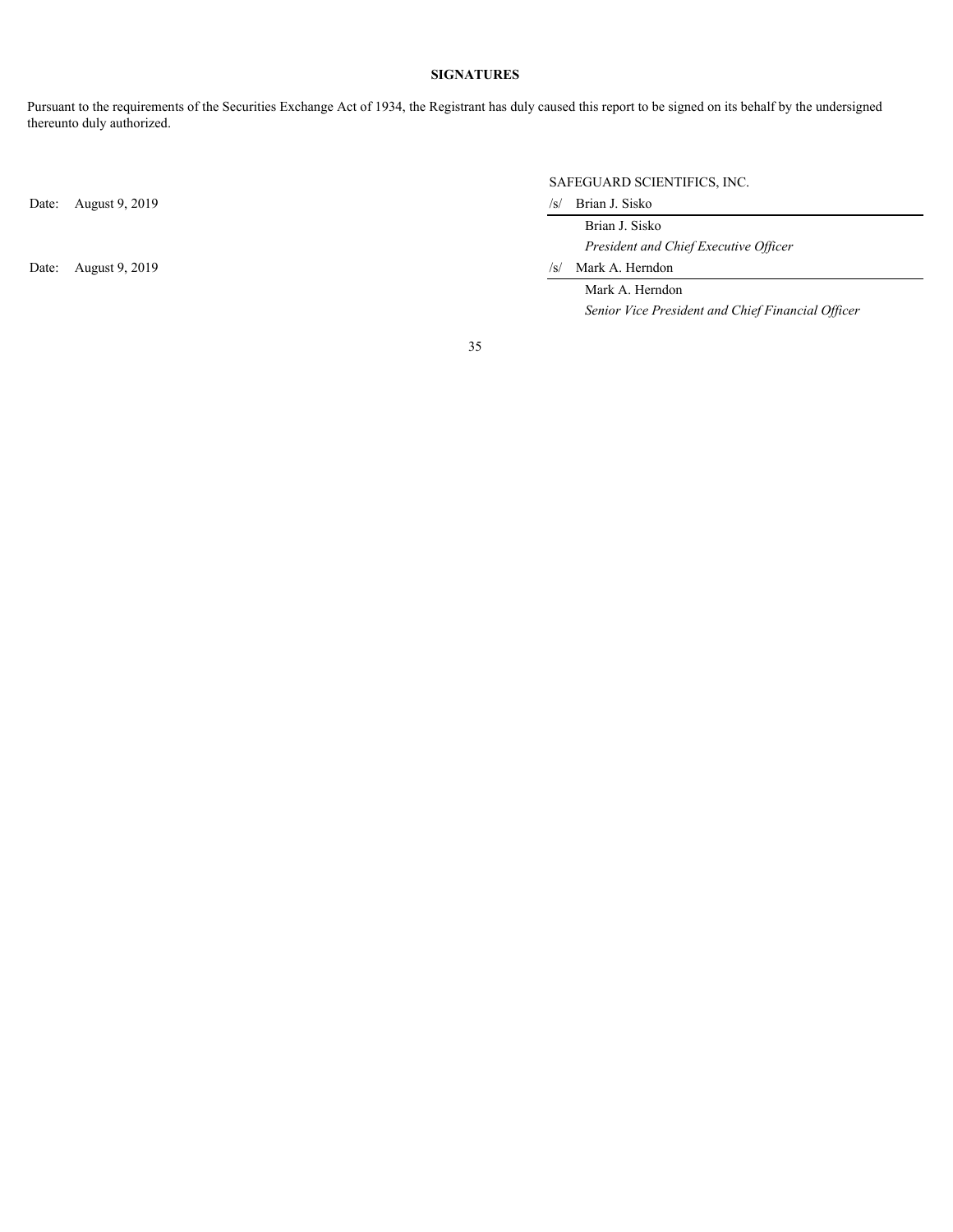# SIGNATURES

Pursuant to the requirements of the Securities Exchange Act of 1934, the Registrant has duly caused this report to be signed on its behalf by the undersigned thereunto duly authorized.

| | SAFEGUARD SCIENTIFICS, INC. |
|---|---|
| Date: August 9, 2019 | /s/ Brian J. Sisko |
| | Brian J. Sisko |
| | *President and Chief Executive Officer* |
| Date: August 9, 2019 | /s/ Mark A. Herndon |
| | Mark A. Herndon |
| | *Senior Vice President and Chief Financial Officer* |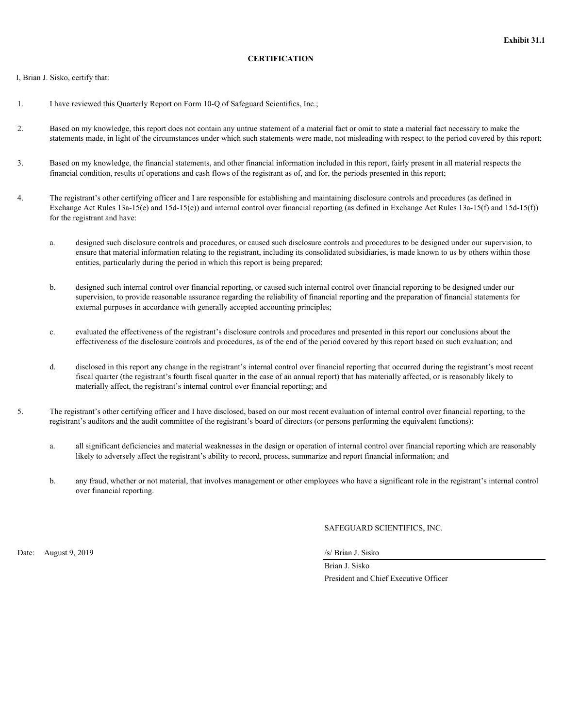**Exhibit 31.1**

**CERTIFICATION**

I, Brian J. Sisko, certify that:

1. I have reviewed this Quarterly Report on Form 10-Q of Safeguard Scientifics, Inc.;

2. Based on my knowledge, this report does not contain any untrue statement of a material fact or omit to state a material fact necessary to make the statements made, in light of the circumstances under which such statements were made, not misleading with respect to the period covered by this report;

3. Based on my knowledge, the financial statements, and other financial information included in this report, fairly present in all material respects the financial condition, results of operations and cash flows of the registrant as of, and for, the periods presented in this report;

4. The registrant's other certifying officer and I are responsible for establishing and maintaining disclosure controls and procedures (as defined in Exchange Act Rules 13a-15(e) and 15d-15(e)) and internal control over financial reporting (as defined in Exchange Act Rules 13a-15(f) and 15d-15(f)) for the registrant and have:

   a. designed such disclosure controls and procedures, or caused such disclosure controls and procedures to be designed under our supervision, to ensure that material information relating to the registrant, including its consolidated subsidiaries, is made known to us by others within those entities, particularly during the period in which this report is being prepared;

   b. designed such internal control over financial reporting, or caused such internal control over financial reporting to be designed under our supervision, to provide reasonable assurance regarding the reliability of financial reporting and the preparation of financial statements for external purposes in accordance with generally accepted accounting principles;

   c. evaluated the effectiveness of the registrant's disclosure controls and procedures and presented in this report our conclusions about the effectiveness of the disclosure controls and procedures, as of the end of the period covered by this report based on such evaluation; and

   d. disclosed in this report any change in the registrant's internal control over financial reporting that occurred during the registrant's most recent fiscal quarter (the registrant's fourth fiscal quarter in the case of an annual report) that has materially affected, or is reasonably likely to materially affect, the registrant's internal control over financial reporting; and

5. The registrant's other certifying officer and I have disclosed, based on our most recent evaluation of internal control over financial reporting, to the registrant's auditors and the audit committee of the registrant's board of directors (or persons performing the equivalent functions):

   a. all significant deficiencies and material weaknesses in the design or operation of internal control over financial reporting which are reasonably likely to adversely affect the registrant's ability to record, process, summarize and report financial information; and

   b. any fraud, whether or not material, that involves management or other employees who have a significant role in the registrant's internal control over financial reporting.

SAFEGUARD SCIENTIFICS, INC.

Date: August 9, 2019

/s/ Brian J. Sisko

Brian J. Sisko

President and Chief Executive Officer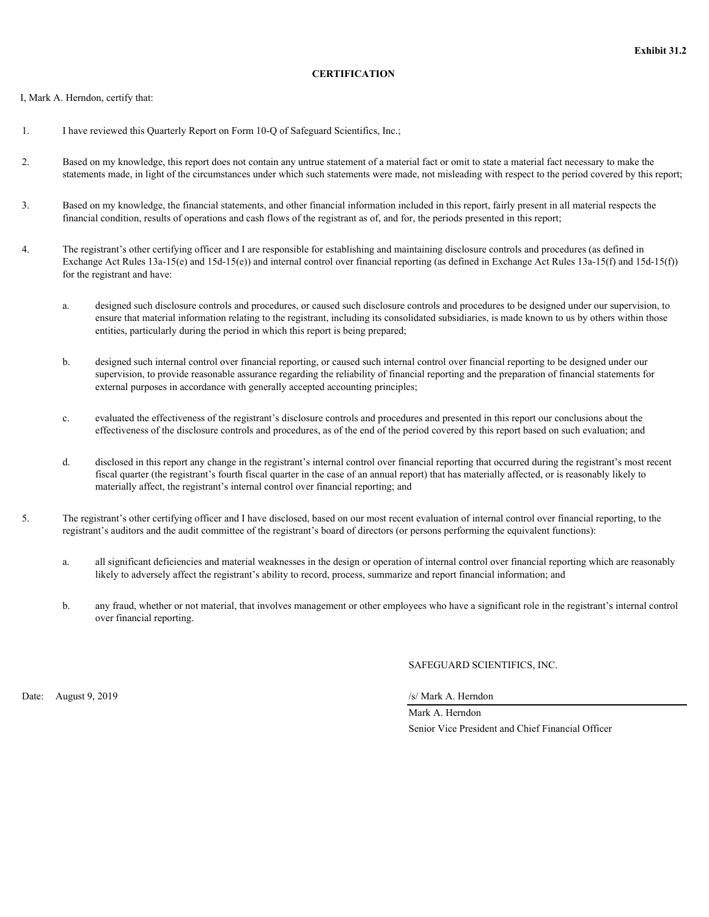**Exhibit 31.2**

**CERTIFICATION**

I, Mark A. Herndon, certify that:

1. I have reviewed this Quarterly Report on Form 10-Q of Safeguard Scientifics, Inc.;

2. Based on my knowledge, this report does not contain any untrue statement of a material fact or omit to state a material fact necessary to make the statements made, in light of the circumstances under which such statements were made, not misleading with respect to the period covered by this report;

3. Based on my knowledge, the financial statements, and other financial information included in this report, fairly present in all material respects the financial condition, results of operations and cash flows of the registrant as of, and for, the periods presented in this report;

4. The registrant's other certifying officer and I are responsible for establishing and maintaining disclosure controls and procedures (as defined in Exchange Act Rules 13a-15(e) and 15d-15(e)) and internal control over financial reporting (as defined in Exchange Act Rules 13a-15(f) and 15d-15(f)) for the registrant and have:

   a. designed such disclosure controls and procedures, or caused such disclosure controls and procedures to be designed under our supervision, to ensure that material information relating to the registrant, including its consolidated subsidiaries, is made known to us by others within those entities, particularly during the period in which this report is being prepared;

   b. designed such internal control over financial reporting, or caused such internal control over financial reporting to be designed under our supervision, to provide reasonable assurance regarding the reliability of financial reporting and the preparation of financial statements for external purposes in accordance with generally accepted accounting principles;

   c. evaluated the effectiveness of the registrant's disclosure controls and procedures and presented in this report our conclusions about the effectiveness of the disclosure controls and procedures, as of the end of the period covered by this report based on such evaluation; and

   d. disclosed in this report any change in the registrant's internal control over financial reporting that occurred during the registrant's most recent fiscal quarter (the registrant's fourth fiscal quarter in the case of an annual report) that has materially affected, or is reasonably likely to materially affect, the registrant's internal control over financial reporting; and

5. The registrant's other certifying officer and I have disclosed, based on our most recent evaluation of internal control over financial reporting, to the registrant's auditors and the audit committee of the registrant's board of directors (or persons performing the equivalent functions):

   a. all significant deficiencies and material weaknesses in the design or operation of internal control over financial reporting which are reasonably likely to adversely affect the registrant's ability to record, process, summarize and report financial information; and

   b. any fraud, whether or not material, that involves management or other employees who have a significant role in the registrant's internal control over financial reporting.

SAFEGUARD SCIENTIFICS, INC.

Date: August 9, 2019

/s/ Mark A. Herndon

Mark A. Herndon

Senior Vice President and Chief Financial Officer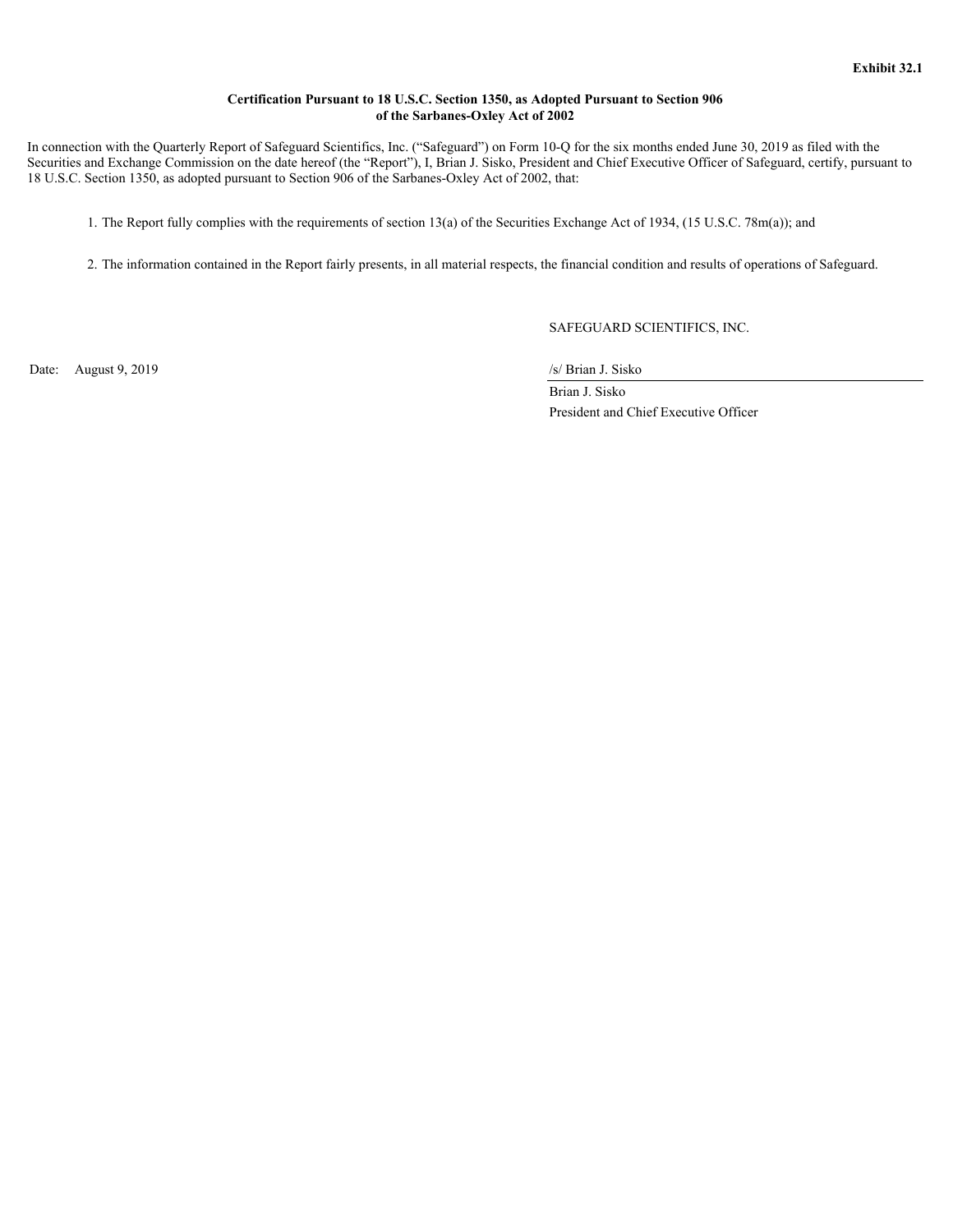**Exhibit 32.1**

**Certification Pursuant to 18 U.S.C. Section 1350, as Adopted Pursuant to Section 906 of the Sarbanes-Oxley Act of 2002**

In connection with the Quarterly Report of Safeguard Scientifics, Inc. ("Safeguard") on Form 10-Q for the six months ended June 30, 2019 as filed with the Securities and Exchange Commission on the date hereof (the "Report"), I, Brian J. Sisko, President and Chief Executive Officer of Safeguard, certify, pursuant to 18 U.S.C. Section 1350, as adopted pursuant to Section 906 of the Sarbanes-Oxley Act of 2002, that:

1. The Report fully complies with the requirements of section 13(a) of the Securities Exchange Act of 1934, (15 U.S.C. 78m(a)); and

2. The information contained in the Report fairly presents, in all material respects, the financial condition and results of operations of Safeguard.

SAFEGUARD SCIENTIFICS, INC.

Date: August 9, 2019

/s/ Brian J. Sisko

Brian J. Sisko
President and Chief Executive Officer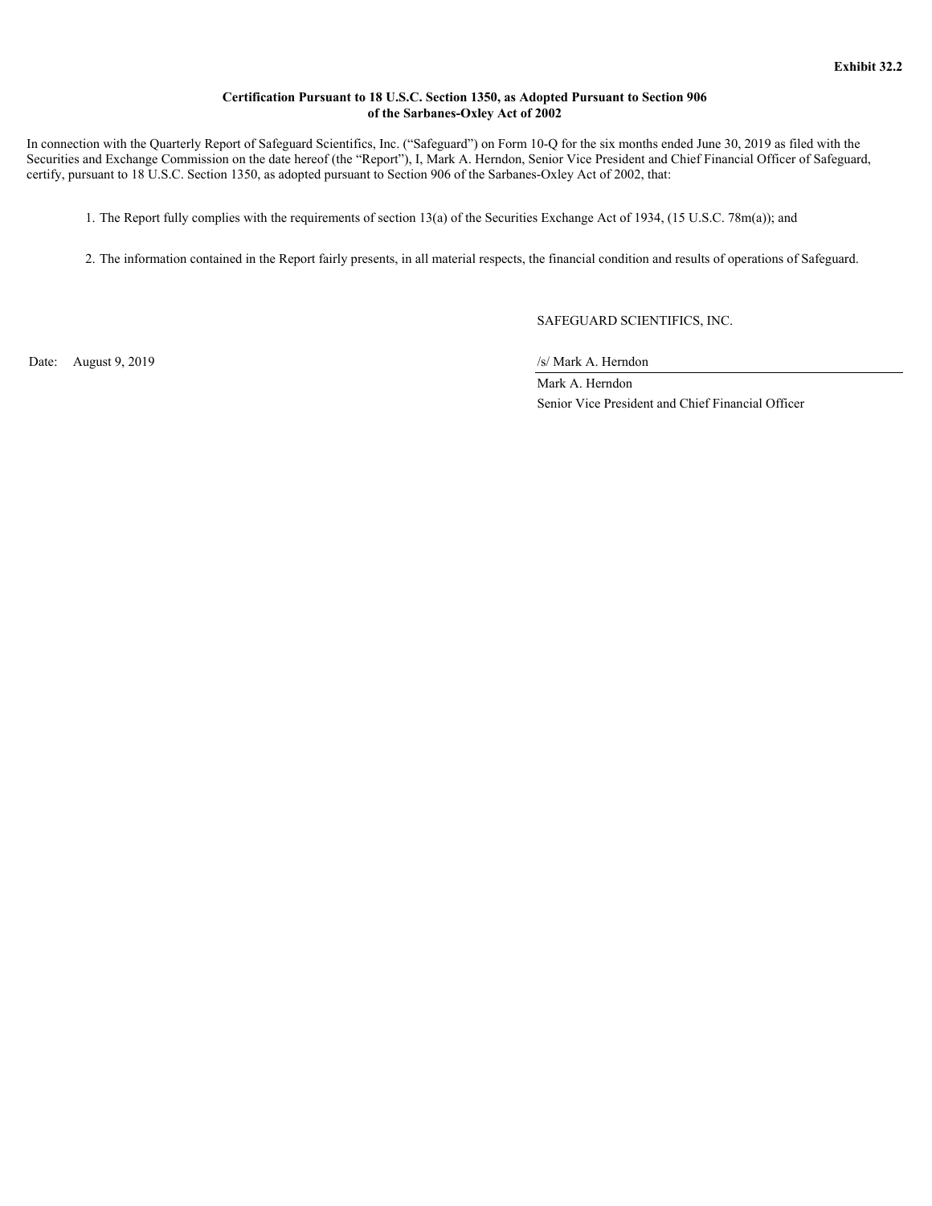**Exhibit 32.2**

**Certification Pursuant to 18 U.S.C. Section 1350, as Adopted Pursuant to Section 906 of the Sarbanes-Oxley Act of 2002**

In connection with the Quarterly Report of Safeguard Scientifics, Inc. ("Safeguard") on Form 10-Q for the six months ended June 30, 2019 as filed with the Securities and Exchange Commission on the date hereof (the "Report"), I, Mark A. Herndon, Senior Vice President and Chief Financial Officer of Safeguard, certify, pursuant to 18 U.S.C. Section 1350, as adopted pursuant to Section 906 of the Sarbanes-Oxley Act of 2002, that:

1. The Report fully complies with the requirements of section 13(a) of the Securities Exchange Act of 1934, (15 U.S.C. 78m(a)); and

2. The information contained in the Report fairly presents, in all material respects, the financial condition and results of operations of Safeguard.

SAFEGUARD SCIENTIFICS, INC.

Date: August 9, 2019

/s/ Mark A. Herndon

Mark A. Herndon
Senior Vice President and Chief Financial Officer